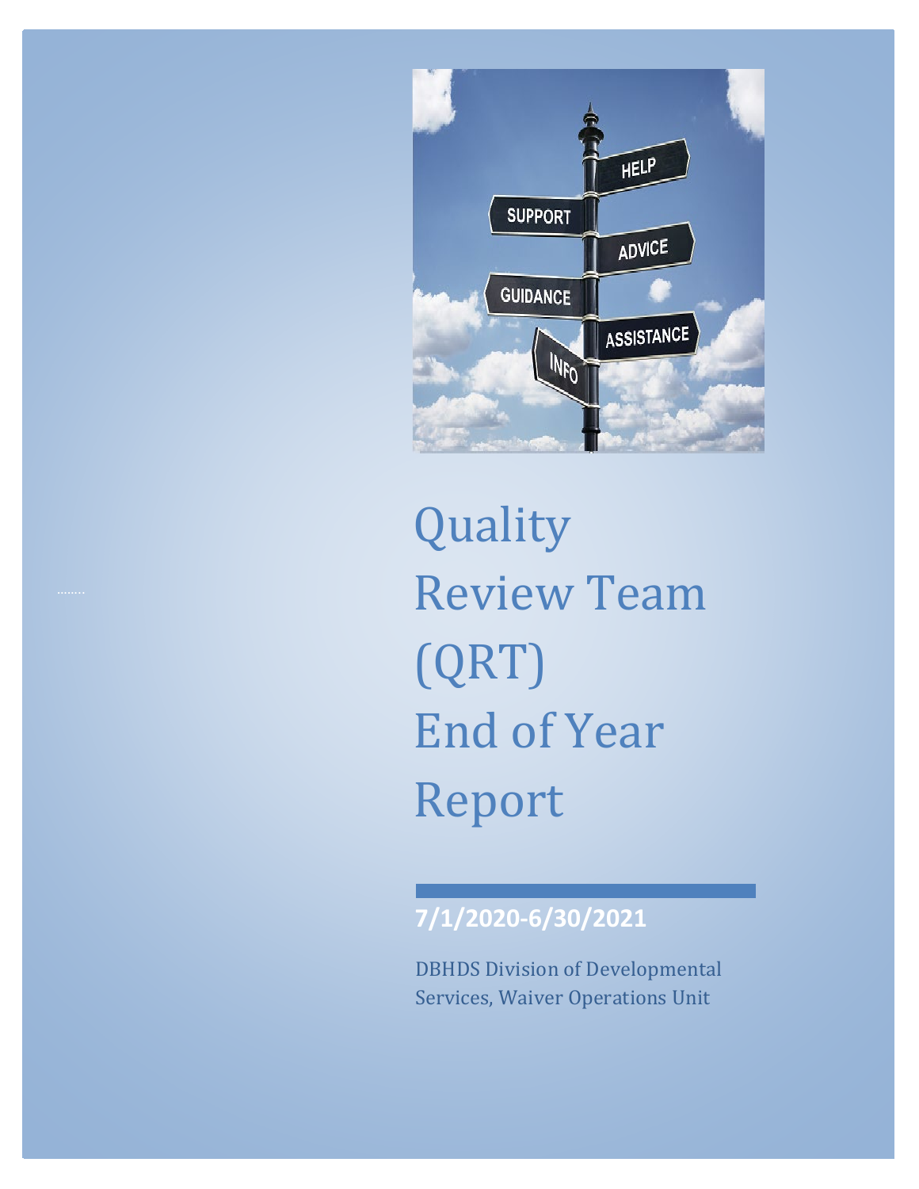# Quality Review Team (QRT) End of Year Report

**7/1/2020-6/30/2021**

DBHDS Division of Developmental Services, Waiver Operations Unit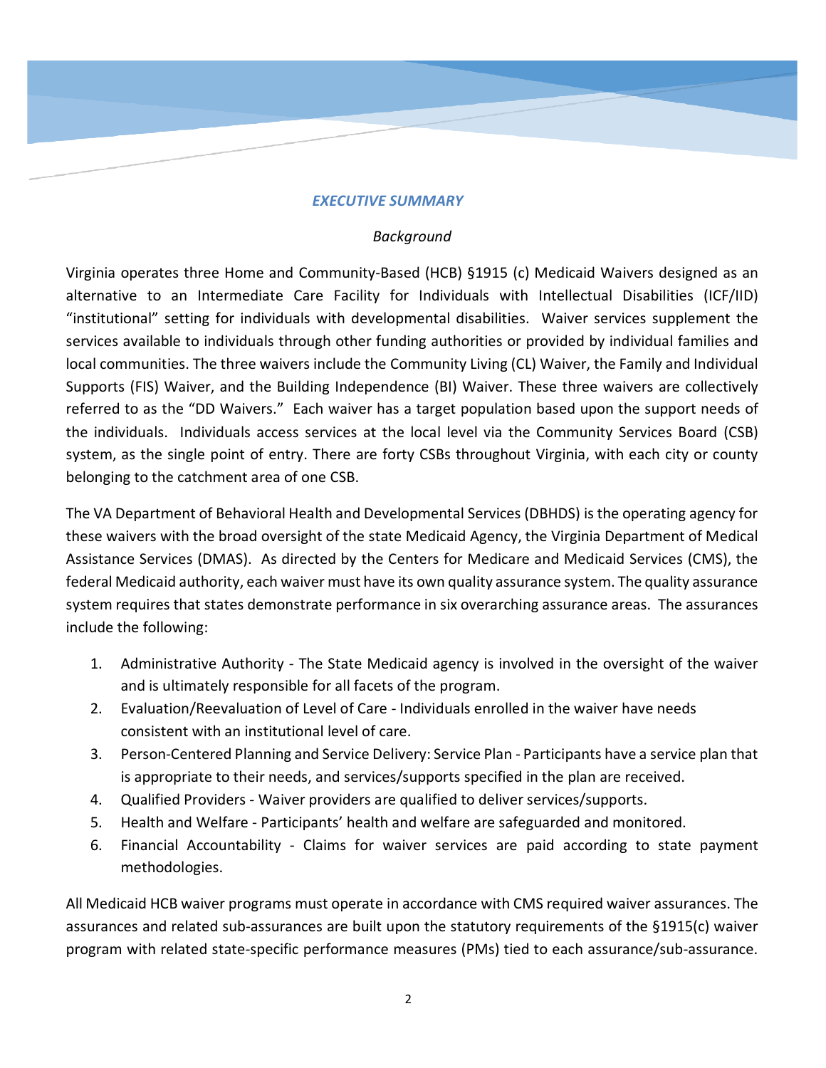## *EXECUTIVE SUMMARY*

### *Background*

Virginia operates three Home and Community-Based (HCB) §1915 (c) Medicaid Waivers designed as an alternative to an Intermediate Care Facility for Individuals with Intellectual Disabilities (ICF/IID) "institutional" setting for individuals with developmental disabilities. Waiver services supplement the services available to individuals through other funding authorities or provided by individual families and local communities. The three waivers include the Community Living (CL) Waiver, the Family and Individual Supports (FIS) Waiver, and the Building Independence (BI) Waiver. These three waivers are collectively referred to as the "DD Waivers." Each waiver has a target population based upon the support needs of the individuals. Individuals access services at the local level via the Community Services Board (CSB) system, as the single point of entry. There are forty CSBs throughout Virginia, with each city or county belonging to the catchment area of one CSB.

The VA Department of Behavioral Health and Developmental Services (DBHDS) is the operating agency for these waivers with the broad oversight of the state Medicaid Agency, the Virginia Department of Medical Assistance Services (DMAS). As directed by the Centers for Medicare and Medicaid Services (CMS), the federal Medicaid authority, each waiver must have its own quality assurance system. The quality assurance system requires that states demonstrate performance in six overarching assurance areas. The assurances include the following:

1. Administrative Authority - The State Medicaid agency is involved in the oversight of the waiver and is ultimately responsible for all facets of the program.
2. Evaluation/Reevaluation of Level of Care - Individuals enrolled in the waiver have needs consistent with an institutional level of care.
3. Person-Centered Planning and Service Delivery: Service Plan - Participants have a service plan that is appropriate to their needs, and services/supports specified in the plan are received.
4. Qualified Providers - Waiver providers are qualified to deliver services/supports.
5. Health and Welfare - Participants' health and welfare are safeguarded and monitored.
6. Financial Accountability - Claims for waiver services are paid according to state payment methodologies.

All Medicaid HCB waiver programs must operate in accordance with CMS required waiver assurances. The assurances and related sub-assurances are built upon the statutory requirements of the §1915(c) waiver program with related state-specific performance measures (PMs) tied to each assurance/sub-assurance.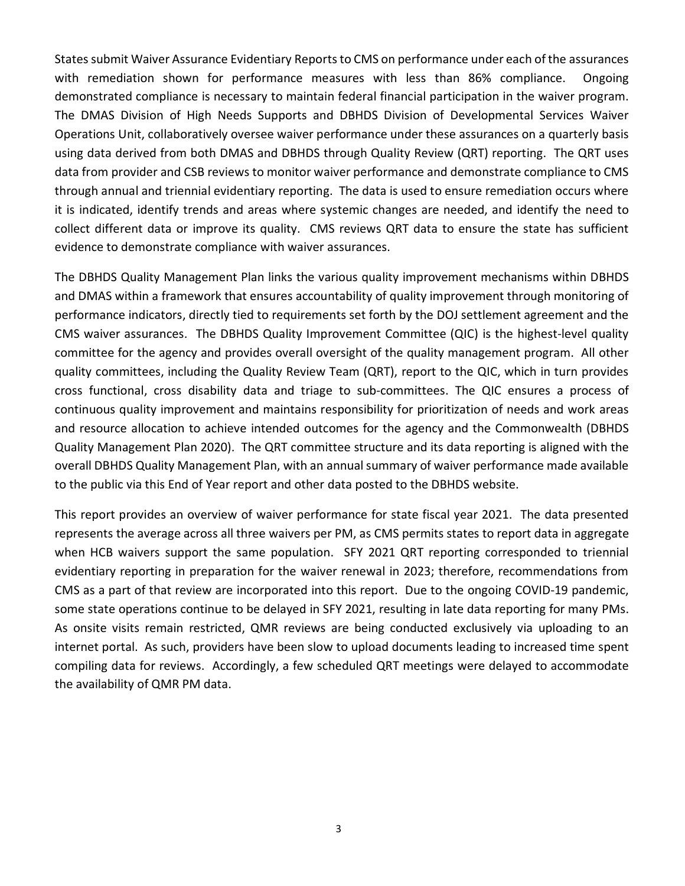States submit Waiver Assurance Evidentiary Reports to CMS on performance under each of the assurances with remediation shown for performance measures with less than 86% compliance. Ongoing demonstrated compliance is necessary to maintain federal financial participation in the waiver program. The DMAS Division of High Needs Supports and DBHDS Division of Developmental Services Waiver Operations Unit, collaboratively oversee waiver performance under these assurances on a quarterly basis using data derived from both DMAS and DBHDS through Quality Review (QRT) reporting. The QRT uses data from provider and CSB reviews to monitor waiver performance and demonstrate compliance to CMS through annual and triennial evidentiary reporting. The data is used to ensure remediation occurs where it is indicated, identify trends and areas where systemic changes are needed, and identify the need to collect different data or improve its quality. CMS reviews QRT data to ensure the state has sufficient evidence to demonstrate compliance with waiver assurances.

The DBHDS Quality Management Plan links the various quality improvement mechanisms within DBHDS and DMAS within a framework that ensures accountability of quality improvement through monitoring of performance indicators, directly tied to requirements set forth by the DOJ settlement agreement and the CMS waiver assurances. The DBHDS Quality Improvement Committee (QIC) is the highest-level quality committee for the agency and provides overall oversight of the quality management program. All other quality committees, including the Quality Review Team (QRT), report to the QIC, which in turn provides cross functional, cross disability data and triage to sub-committees. The QIC ensures a process of continuous quality improvement and maintains responsibility for prioritization of needs and work areas and resource allocation to achieve intended outcomes for the agency and the Commonwealth (DBHDS Quality Management Plan 2020). The QRT committee structure and its data reporting is aligned with the overall DBHDS Quality Management Plan, with an annual summary of waiver performance made available to the public via this End of Year report and other data posted to the DBHDS website.

This report provides an overview of waiver performance for state fiscal year 2021. The data presented represents the average across all three waivers per PM, as CMS permits states to report data in aggregate when HCB waivers support the same population. SFY 2021 QRT reporting corresponded to triennial evidentiary reporting in preparation for the waiver renewal in 2023; therefore, recommendations from CMS as a part of that review are incorporated into this report. Due to the ongoing COVID-19 pandemic, some state operations continue to be delayed in SFY 2021, resulting in late data reporting for many PMs. As onsite visits remain restricted, QMR reviews are being conducted exclusively via uploading to an internet portal. As such, providers have been slow to upload documents leading to increased time spent compiling data for reviews. Accordingly, a few scheduled QRT meetings were delayed to accommodate the availability of QMR PM data.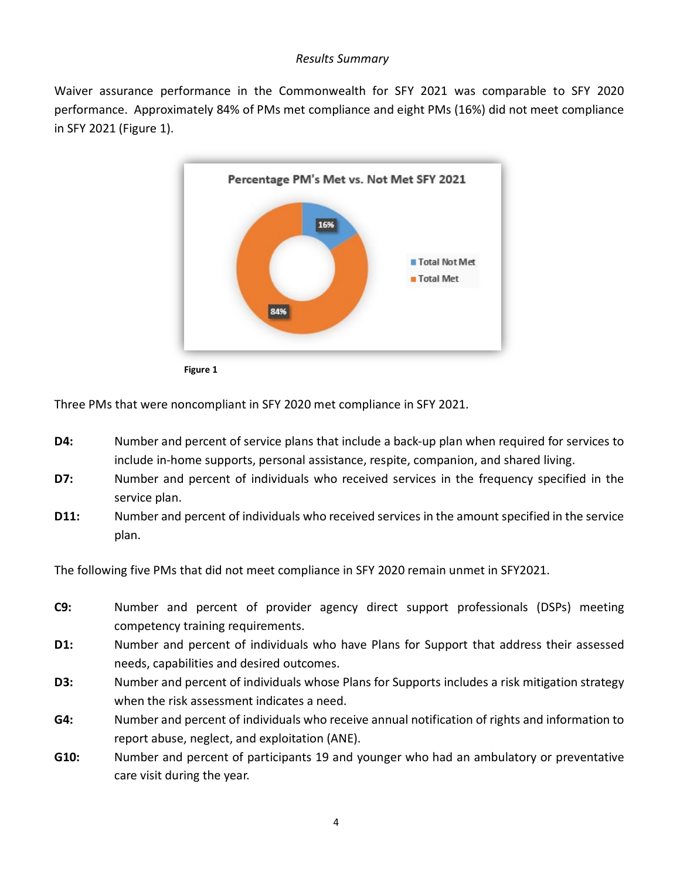*Results Summary*

Waiver assurance performance in the Commonwealth for SFY 2021 was comparable to SFY 2020 performance. Approximately 84% of PMs met compliance and eight PMs (16%) did not meet compliance in SFY 2021 (Figure 1).

**Figure 1**

Three PMs that were noncompliant in SFY 2020 met compliance in SFY 2021.

**D4:** Number and percent of service plans that include a back-up plan when required for services to include in-home supports, personal assistance, respite, companion, and shared living.

**D7:** Number and percent of individuals who received services in the frequency specified in the service plan.

**D11:** Number and percent of individuals who received services in the amount specified in the service plan.

The following five PMs that did not meet compliance in SFY 2020 remain unmet in SFY2021.

**C9:** Number and percent of provider agency direct support professionals (DSPs) meeting competency training requirements.

**D1:** Number and percent of individuals who have Plans for Support that address their assessed needs, capabilities and desired outcomes.

**D3:** Number and percent of individuals whose Plans for Supports includes a risk mitigation strategy when the risk assessment indicates a need.

**G4:** Number and percent of individuals who receive annual notification of rights and information to report abuse, neglect, and exploitation (ANE).

**G10:** Number and percent of participants 19 and younger who had an ambulatory or preventative care visit during the year.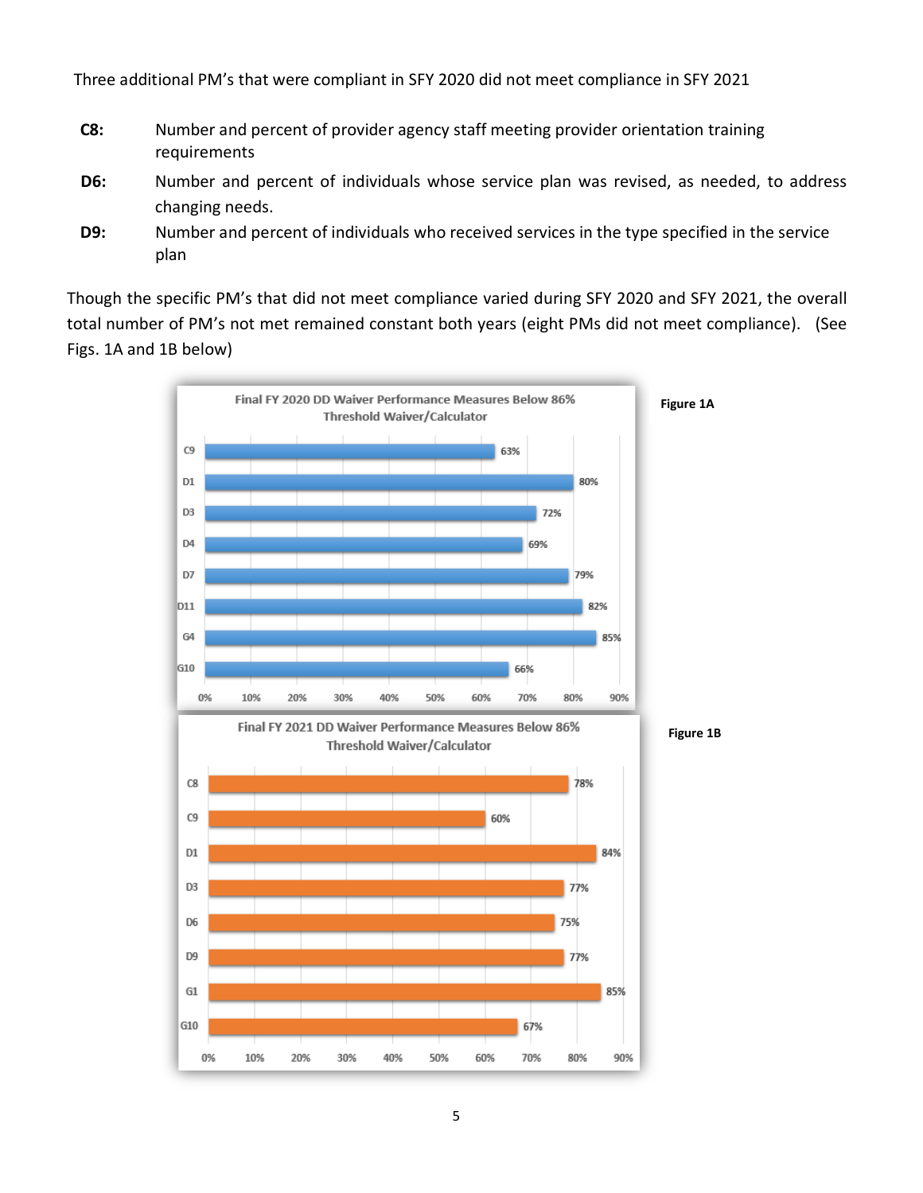Three additional PM's that were compliant in SFY 2020 did not meet compliance in SFY 2021

**C8:** Number and percent of provider agency staff meeting provider orientation training requirements

**D6:** Number and percent of individuals whose service plan was revised, as needed, to address changing needs.

**D9:** Number and percent of individuals who received services in the type specified in the service plan

Though the specific PM's that did not meet compliance varied during SFY 2020 and SFY 2021, the overall total number of PM's not met remained constant both years (eight PMs did not meet compliance). (See Figs. 1A and 1B below)

**Figure 1A**

Final FY 2020 DD Waiver Performance Measures Below 86% Threshold Waiver/Calculator

| PM | Percent |
|---|---|
| C9 | 63% |
| D1 | 80% |
| D3 | 72% |
| D4 | 69% |
| D7 | 79% |
| D11 | 82% |
| G4 | 85% |
| G10 | 66% |

**Figure 1B**

Final FY 2021 DD Waiver Performance Measures Below 86% Threshold Waiver/Calculator

| PM | Percent |
|---|---|
| C8 | 78% |
| C9 | 60% |
| D1 | 84% |
| D3 | 77% |
| D6 | 75% |
| D9 | 77% |
| G1 | 85% |
| G10 | 67% |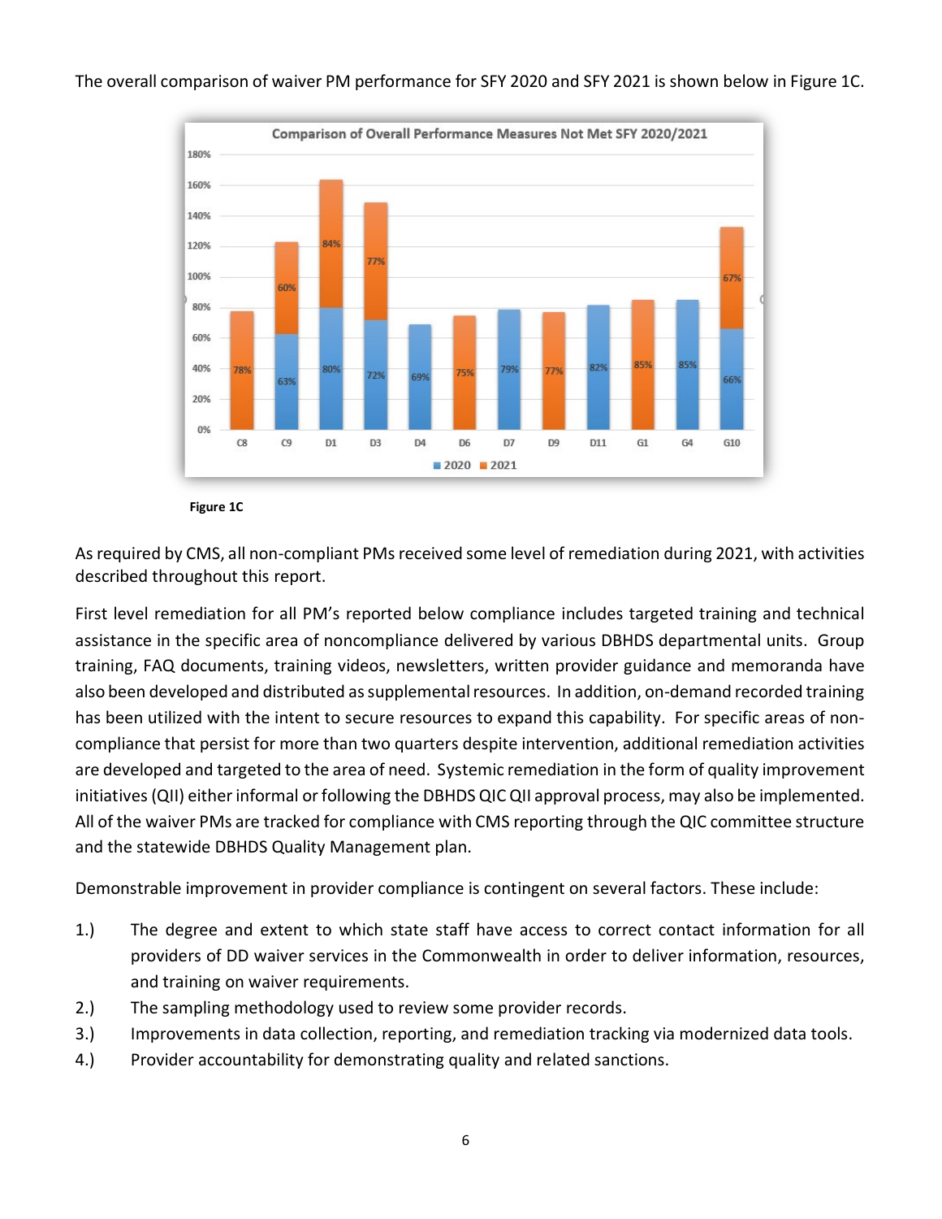The overall comparison of waiver PM performance for SFY 2020 and SFY 2021 is shown below in Figure 1C.

**Figure 1C**

As required by CMS, all non-compliant PMs received some level of remediation during 2021, with activities described throughout this report.

First level remediation for all PM's reported below compliance includes targeted training and technical assistance in the specific area of noncompliance delivered by various DBHDS departmental units. Group training, FAQ documents, training videos, newsletters, written provider guidance and memoranda have also been developed and distributed as supplemental resources. In addition, on-demand recorded training has been utilized with the intent to secure resources to expand this capability. For specific areas of non-compliance that persist for more than two quarters despite intervention, additional remediation activities are developed and targeted to the area of need. Systemic remediation in the form of quality improvement initiatives (QII) either informal or following the DBHDS QIC QII approval process, may also be implemented. All of the waiver PMs are tracked for compliance with CMS reporting through the QIC committee structure and the statewide DBHDS Quality Management plan.

Demonstrable improvement in provider compliance is contingent on several factors. These include:

1.) The degree and extent to which state staff have access to correct contact information for all providers of DD waiver services in the Commonwealth in order to deliver information, resources, and training on waiver requirements.
2.) The sampling methodology used to review some provider records.
3.) Improvements in data collection, reporting, and remediation tracking via modernized data tools.
4.) Provider accountability for demonstrating quality and related sanctions.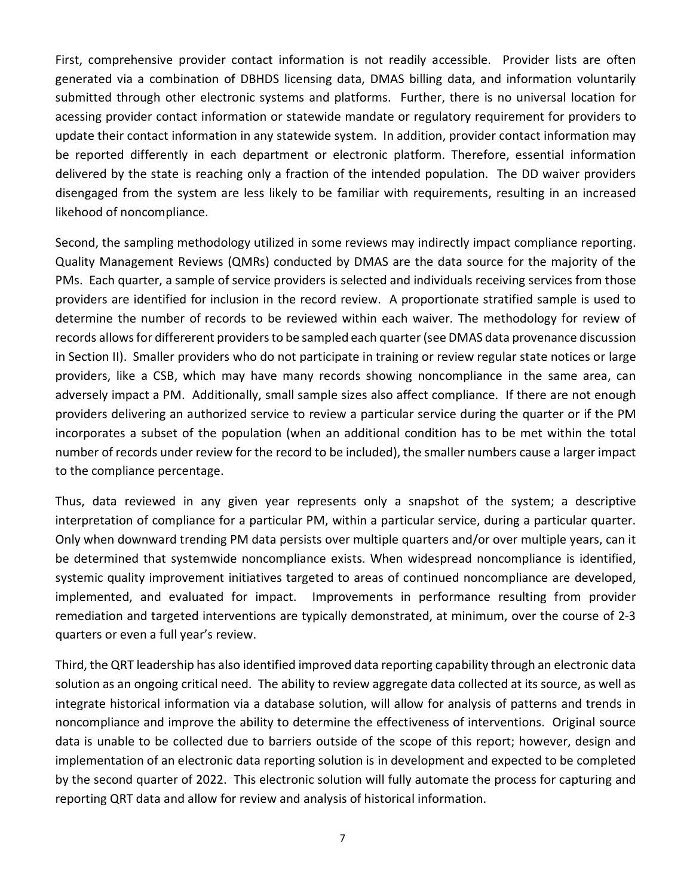First, comprehensive provider contact information is not readily accessible. Provider lists are often generated via a combination of DBHDS licensing data, DMAS billing data, and information voluntarily submitted through other electronic systems and platforms. Further, there is no universal location for acessing provider contact information or statewide mandate or regulatory requirement for providers to update their contact information in any statewide system. In addition, provider contact information may be reported differently in each department or electronic platform. Therefore, essential information delivered by the state is reaching only a fraction of the intended population. The DD waiver providers disengaged from the system are less likely to be familiar with requirements, resulting in an increased likehood of noncompliance.

Second, the sampling methodology utilized in some reviews may indirectly impact compliance reporting. Quality Management Reviews (QMRs) conducted by DMAS are the data source for the majority of the PMs. Each quarter, a sample of service providers is selected and individuals receiving services from those providers are identified for inclusion in the record review. A proportionate stratified sample is used to determine the number of records to be reviewed within each waiver. The methodology for review of records allows for differerent providers to be sampled each quarter (see DMAS data provenance discussion in Section II). Smaller providers who do not participate in training or review regular state notices or large providers, like a CSB, which may have many records showing noncompliance in the same area, can adversely impact a PM. Additionally, small sample sizes also affect compliance. If there are not enough providers delivering an authorized service to review a particular service during the quarter or if the PM incorporates a subset of the population (when an additional condition has to be met within the total number of records under review for the record to be included), the smaller numbers cause a larger impact to the compliance percentage.

Thus, data reviewed in any given year represents only a snapshot of the system; a descriptive interpretation of compliance for a particular PM, within a particular service, during a particular quarter. Only when downward trending PM data persists over multiple quarters and/or over multiple years, can it be determined that systemwide noncompliance exists. When widespread noncompliance is identified, systemic quality improvement initiatives targeted to areas of continued noncompliance are developed, implemented, and evaluated for impact. Improvements in performance resulting from provider remediation and targeted interventions are typically demonstrated, at minimum, over the course of 2-3 quarters or even a full year's review.

Third, the QRT leadership has also identified improved data reporting capability through an electronic data solution as an ongoing critical need. The ability to review aggregate data collected at its source, as well as integrate historical information via a database solution, will allow for analysis of patterns and trends in noncompliance and improve the ability to determine the effectiveness of interventions. Original source data is unable to be collected due to barriers outside of the scope of this report; however, design and implementation of an electronic data reporting solution is in development and expected to be completed by the second quarter of 2022. This electronic solution will fully automate the process for capturing and reporting QRT data and allow for review and analysis of historical information.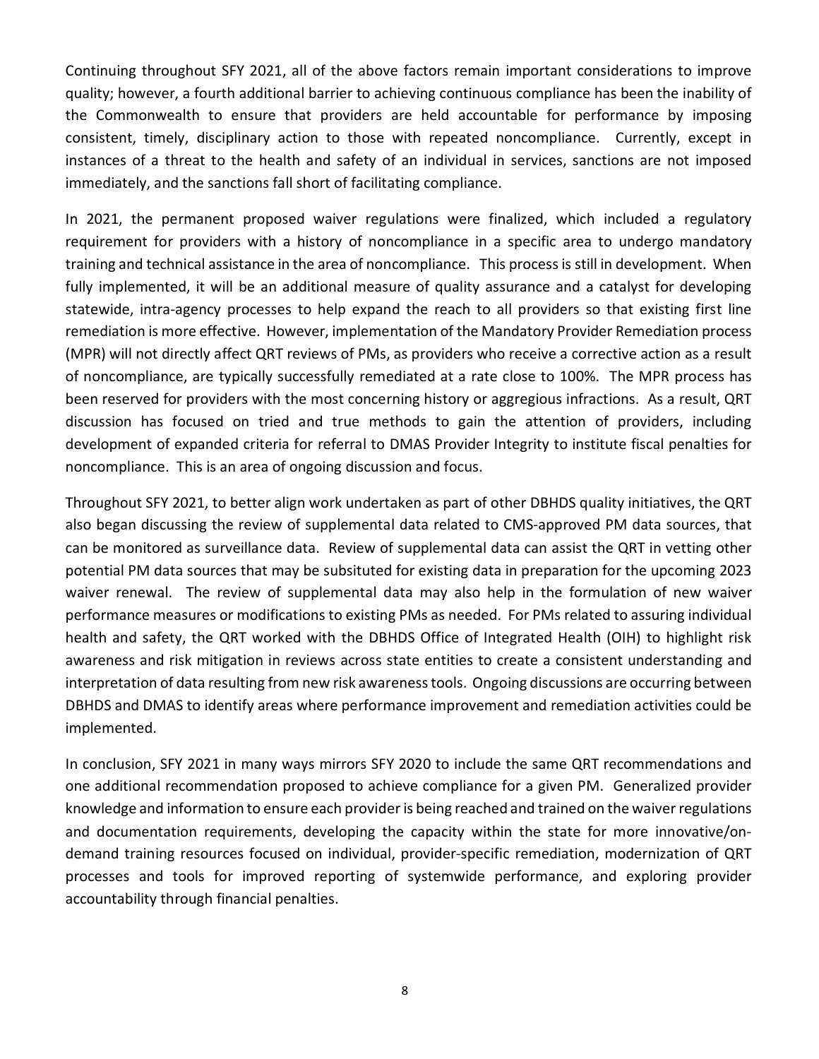Continuing throughout SFY 2021, all of the above factors remain important considerations to improve quality; however, a fourth additional barrier to achieving continuous compliance has been the inability of the Commonwealth to ensure that providers are held accountable for performance by imposing consistent, timely, disciplinary action to those with repeated noncompliance. Currently, except in instances of a threat to the health and safety of an individual in services, sanctions are not imposed immediately, and the sanctions fall short of facilitating compliance.

In 2021, the permanent proposed waiver regulations were finalized, which included a regulatory requirement for providers with a history of noncompliance in a specific area to undergo mandatory training and technical assistance in the area of noncompliance. This process is still in development. When fully implemented, it will be an additional measure of quality assurance and a catalyst for developing statewide, intra-agency processes to help expand the reach to all providers so that existing first line remediation is more effective. However, implementation of the Mandatory Provider Remediation process (MPR) will not directly affect QRT reviews of PMs, as providers who receive a corrective action as a result of noncompliance, are typically successfully remediated at a rate close to 100%. The MPR process has been reserved for providers with the most concerning history or aggregious infractions. As a result, QRT discussion has focused on tried and true methods to gain the attention of providers, including development of expanded criteria for referral to DMAS Provider Integrity to institute fiscal penalties for noncompliance. This is an area of ongoing discussion and focus.

Throughout SFY 2021, to better align work undertaken as part of other DBHDS quality initiatives, the QRT also began discussing the review of supplemental data related to CMS-approved PM data sources, that can be monitored as surveillance data. Review of supplemental data can assist the QRT in vetting other potential PM data sources that may be subsituted for existing data in preparation for the upcoming 2023 waiver renewal. The review of supplemental data may also help in the formulation of new waiver performance measures or modifications to existing PMs as needed. For PMs related to assuring individual health and safety, the QRT worked with the DBHDS Office of Integrated Health (OIH) to highlight risk awareness and risk mitigation in reviews across state entities to create a consistent understanding and interpretation of data resulting from new risk awareness tools. Ongoing discussions are occurring between DBHDS and DMAS to identify areas where performance improvement and remediation activities could be implemented.

In conclusion, SFY 2021 in many ways mirrors SFY 2020 to include the same QRT recommendations and one additional recommendation proposed to achieve compliance for a given PM. Generalized provider knowledge and information to ensure each provider is being reached and trained on the waiver regulations and documentation requirements, developing the capacity within the state for more innovative/on-demand training resources focused on individual, provider-specific remediation, modernization of QRT processes and tools for improved reporting of systemwide performance, and exploring provider accountability through financial penalties.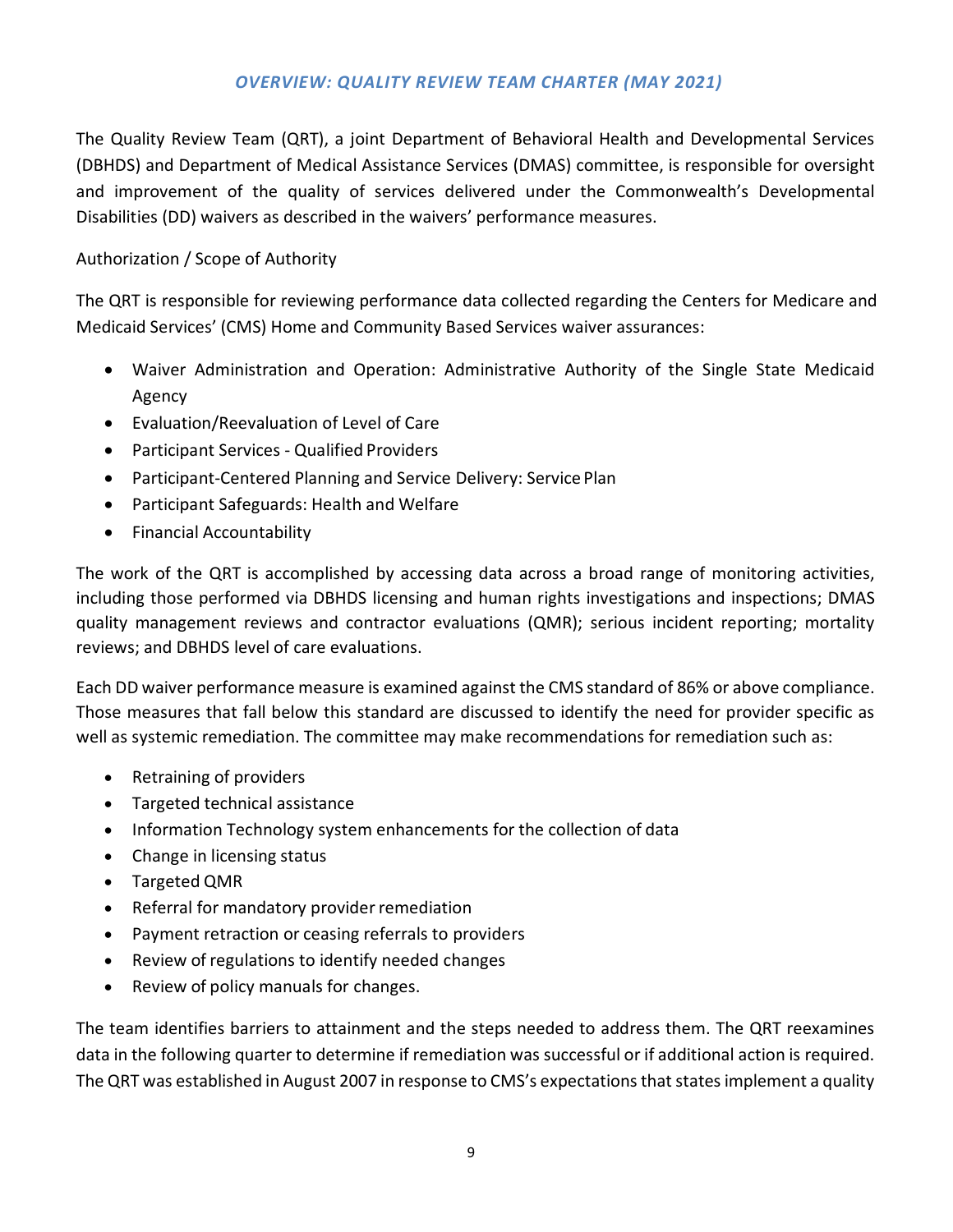## *OVERVIEW: QUALITY REVIEW TEAM CHARTER (MAY 2021)*

The Quality Review Team (QRT), a joint Department of Behavioral Health and Developmental Services (DBHDS) and Department of Medical Assistance Services (DMAS) committee, is responsible for oversight and improvement of the quality of services delivered under the Commonwealth's Developmental Disabilities (DD) waivers as described in the waivers' performance measures.

Authorization / Scope of Authority

The QRT is responsible for reviewing performance data collected regarding the Centers for Medicare and Medicaid Services' (CMS) Home and Community Based Services waiver assurances:

- Waiver Administration and Operation: Administrative Authority of the Single State Medicaid Agency
- Evaluation/Reevaluation of Level of Care
- Participant Services - Qualified Providers
- Participant-Centered Planning and Service Delivery: Service Plan
- Participant Safeguards: Health and Welfare
- Financial Accountability

The work of the QRT is accomplished by accessing data across a broad range of monitoring activities, including those performed via DBHDS licensing and human rights investigations and inspections; DMAS quality management reviews and contractor evaluations (QMR); serious incident reporting; mortality reviews; and DBHDS level of care evaluations.

Each DD waiver performance measure is examined against the CMS standard of 86% or above compliance. Those measures that fall below this standard are discussed to identify the need for provider specific as well as systemic remediation. The committee may make recommendations for remediation such as:

- Retraining of providers
- Targeted technical assistance
- Information Technology system enhancements for the collection of data
- Change in licensing status
- Targeted QMR
- Referral for mandatory provider remediation
- Payment retraction or ceasing referrals to providers
- Review of regulations to identify needed changes
- Review of policy manuals for changes.

The team identifies barriers to attainment and the steps needed to address them. The QRT reexamines data in the following quarter to determine if remediation was successful or if additional action is required. The QRT was established in August 2007 in response to CMS's expectations that states implement a quality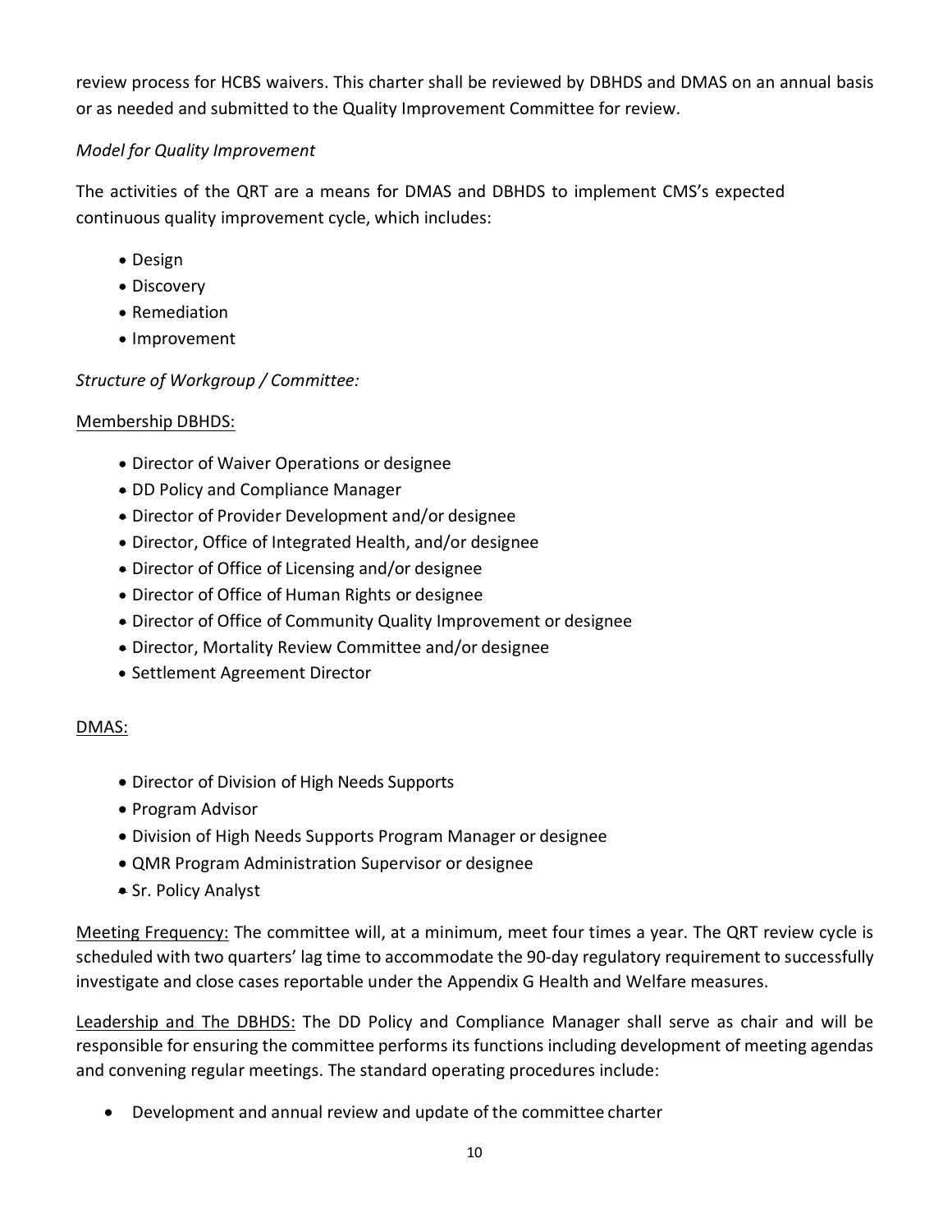review process for HCBS waivers. This charter shall be reviewed by DBHDS and DMAS on an annual basis or as needed and submitted to the Quality Improvement Committee for review.

*Model for Quality Improvement*

The activities of the QRT are a means for DMAS and DBHDS to implement CMS's expected continuous quality improvement cycle, which includes:

- Design
- Discovery
- Remediation
- Improvement

*Structure of Workgroup / Committee:*

Membership DBHDS:

- Director of Waiver Operations or designee
- DD Policy and Compliance Manager
- Director of Provider Development and/or designee
- Director, Office of Integrated Health, and/or designee
- Director of Office of Licensing and/or designee
- Director of Office of Human Rights or designee
- Director of Office of Community Quality Improvement or designee
- Director, Mortality Review Committee and/or designee
- Settlement Agreement Director

DMAS:

- Director of Division of High Needs Supports
- Program Advisor
- Division of High Needs Supports Program Manager or designee
- QMR Program Administration Supervisor or designee
- Sr. Policy Analyst

Meeting Frequency: The committee will, at a minimum, meet four times a year. The QRT review cycle is scheduled with two quarters' lag time to accommodate the 90-day regulatory requirement to successfully investigate and close cases reportable under the Appendix G Health and Welfare measures.

Leadership and The DBHDS: The DD Policy and Compliance Manager shall serve as chair and will be responsible for ensuring the committee performs its functions including development of meeting agendas and convening regular meetings. The standard operating procedures include:

- Development and annual review and update of the committee charter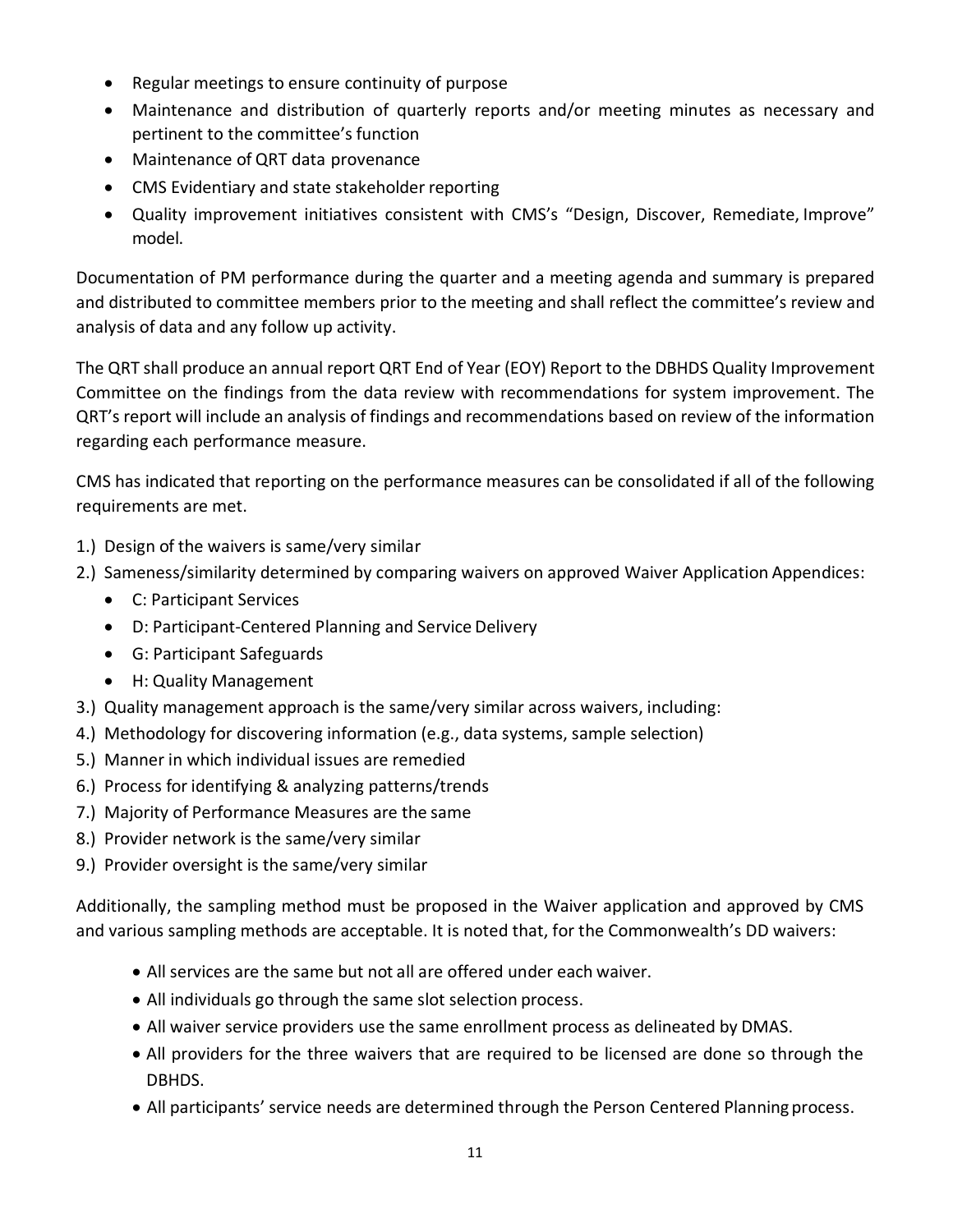- Regular meetings to ensure continuity of purpose
- Maintenance and distribution of quarterly reports and/or meeting minutes as necessary and pertinent to the committee's function
- Maintenance of QRT data provenance
- CMS Evidentiary and state stakeholder reporting
- Quality improvement initiatives consistent with CMS's "Design, Discover, Remediate, Improve" model.

Documentation of PM performance during the quarter and a meeting agenda and summary is prepared and distributed to committee members prior to the meeting and shall reflect the committee's review and analysis of data and any follow up activity.

The QRT shall produce an annual report QRT End of Year (EOY) Report to the DBHDS Quality Improvement Committee on the findings from the data review with recommendations for system improvement. The QRT's report will include an analysis of findings and recommendations based on review of the information regarding each performance measure.

CMS has indicated that reporting on the performance measures can be consolidated if all of the following requirements are met.

1.) Design of the waivers is same/very similar
2.) Sameness/similarity determined by comparing waivers on approved Waiver Application Appendices:
    - C: Participant Services
    - D: Participant-Centered Planning and Service Delivery
    - G: Participant Safeguards
    - H: Quality Management
3.) Quality management approach is the same/very similar across waivers, including:
4.) Methodology for discovering information (e.g., data systems, sample selection)
5.) Manner in which individual issues are remedied
6.) Process for identifying & analyzing patterns/trends
7.) Majority of Performance Measures are the same
8.) Provider network is the same/very similar
9.) Provider oversight is the same/very similar

Additionally, the sampling method must be proposed in the Waiver application and approved by CMS and various sampling methods are acceptable. It is noted that, for the Commonwealth's DD waivers:

- All services are the same but not all are offered under each waiver.
- All individuals go through the same slot selection process.
- All waiver service providers use the same enrollment process as delineated by DMAS.
- All providers for the three waivers that are required to be licensed are done so through the DBHDS.
- All participants' service needs are determined through the Person Centered Planning process.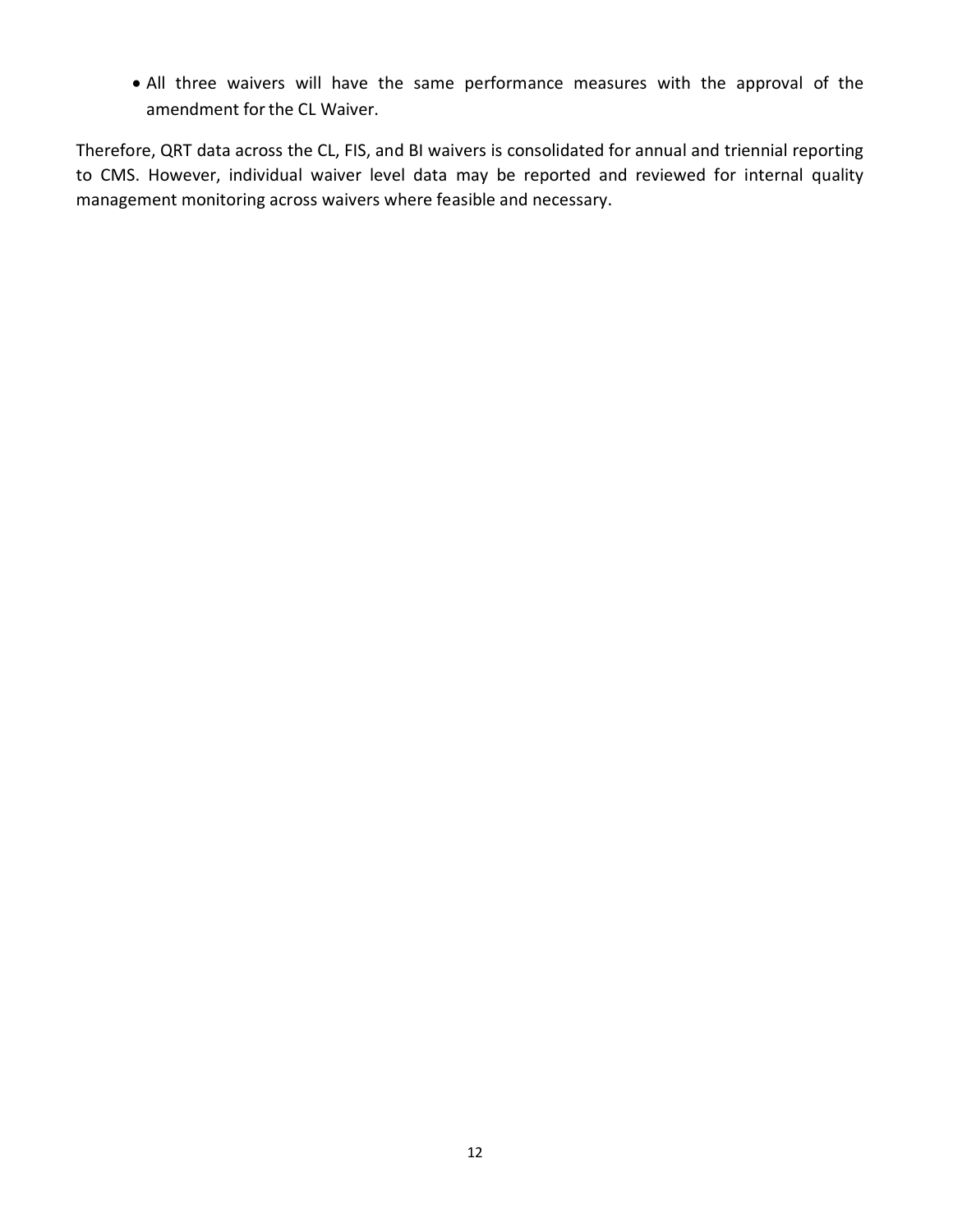- All three waivers will have the same performance measures with the approval of the amendment for the CL Waiver.

Therefore, QRT data across the CL, FIS, and BI waivers is consolidated for annual and triennial reporting to CMS. However, individual waiver level data may be reported and reviewed for internal quality management monitoring across waivers where feasible and necessary.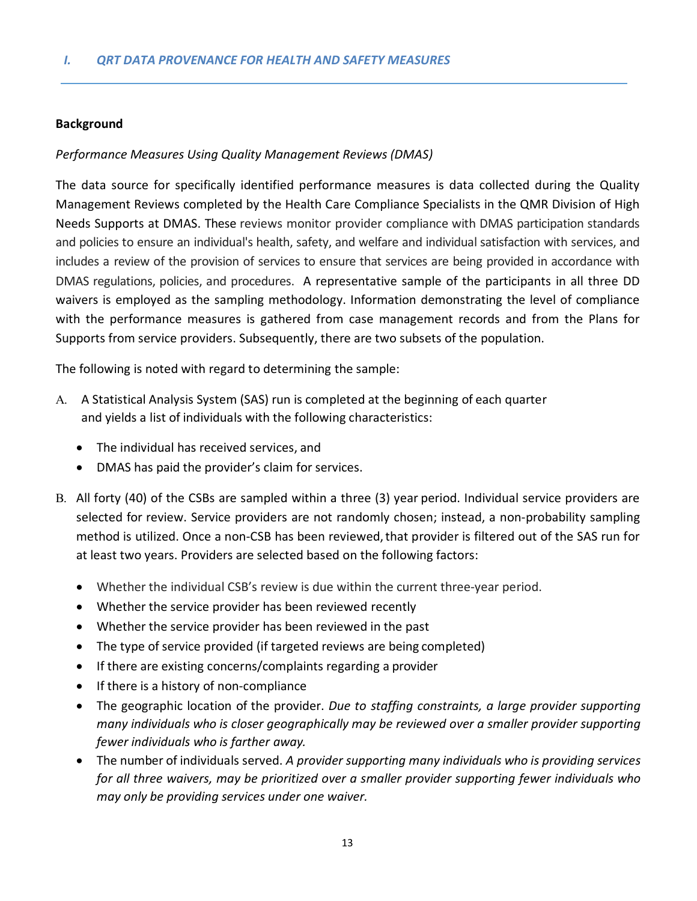## I. QRT DATA PROVENANCE FOR HEALTH AND SAFETY MEASURES

**Background**

*Performance Measures Using Quality Management Reviews (DMAS)*

The data source for specifically identified performance measures is data collected during the Quality Management Reviews completed by the Health Care Compliance Specialists in the QMR Division of High Needs Supports at DMAS. These reviews monitor provider compliance with DMAS participation standards and policies to ensure an individual's health, safety, and welfare and individual satisfaction with services, and includes a review of the provision of services to ensure that services are being provided in accordance with DMAS regulations, policies, and procedures. A representative sample of the participants in all three DD waivers is employed as the sampling methodology. Information demonstrating the level of compliance with the performance measures is gathered from case management records and from the Plans for Supports from service providers. Subsequently, there are two subsets of the population.

The following is noted with regard to determining the sample:

A. A Statistical Analysis System (SAS) run is completed at the beginning of each quarter and yields a list of individuals with the following characteristics:
   - The individual has received services, and
   - DMAS has paid the provider's claim for services.

B. All forty (40) of the CSBs are sampled within a three (3) year period. Individual service providers are selected for review. Service providers are not randomly chosen; instead, a non-probability sampling method is utilized. Once a non-CSB has been reviewed, that provider is filtered out of the SAS run for at least two years. Providers are selected based on the following factors:
   - Whether the individual CSB's review is due within the current three-year period.
   - Whether the service provider has been reviewed recently
   - Whether the service provider has been reviewed in the past
   - The type of service provided (if targeted reviews are being completed)
   - If there are existing concerns/complaints regarding a provider
   - If there is a history of non-compliance
   - The geographic location of the provider. *Due to staffing constraints, a large provider supporting many individuals who is closer geographically may be reviewed over a smaller provider supporting fewer individuals who is farther away.*
   - The number of individuals served. *A provider supporting many individuals who is providing services for all three waivers, may be prioritized over a smaller provider supporting fewer individuals who may only be providing services under one waiver.*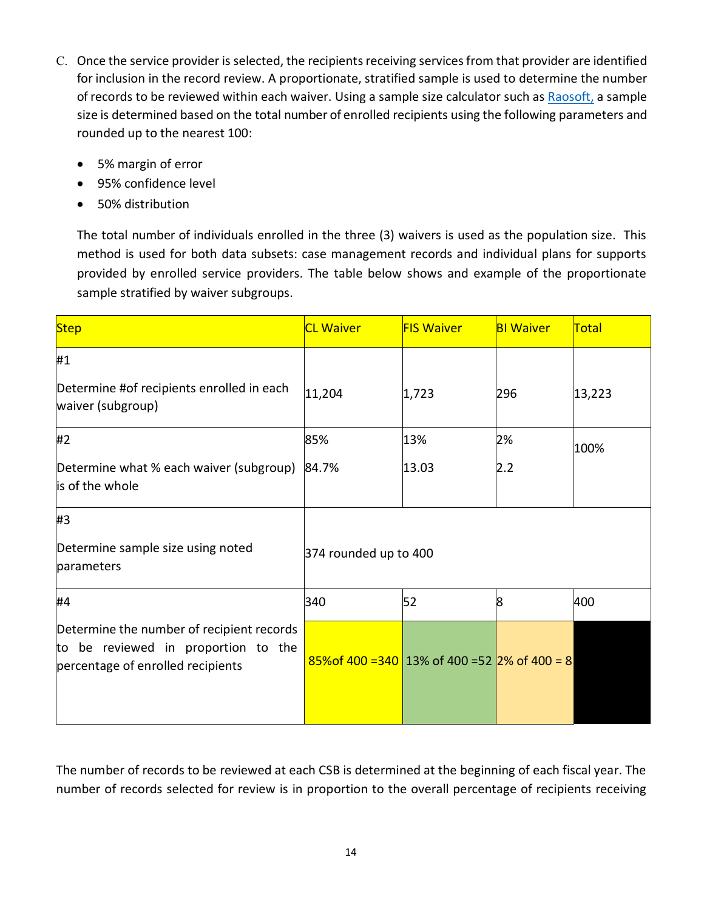C. Once the service provider is selected, the recipients receiving services from that provider are identified for inclusion in the record review. A proportionate, stratified sample is used to determine the number of records to be reviewed within each waiver. Using a sample size calculator such as [Raosoft,]() a sample size is determined based on the total number of enrolled recipients using the following parameters and rounded up to the nearest 100:

- 5% margin of error
- 95% confidence level
- 50% distribution

The total number of individuals enrolled in the three (3) waivers is used as the population size. This method is used for both data subsets: case management records and individual plans for supports provided by enrolled service providers. The table below shows and example of the proportionate sample stratified by waiver subgroups.

| Step | CL Waiver | FIS Waiver | BI Waiver | Total |
|---|---|---|---|---|
| #1<br>Determine #of recipients enrolled in each waiver (subgroup) | 11,204 | 1,723 | 296 | 13,223 |
| #2<br>Determine what % each waiver (subgroup) is of the whole | 85%<br>84.7% | 13%<br>13.03 | 2%<br>2.2 | 100% |
| #3<br>Determine sample size using noted parameters | 374 rounded up to 400 | | | |
| #4<br>Determine the number of recipient records to be reviewed in proportion to the percentage of enrolled recipients | 340<br>85%of 400 =340 | 52<br>13% of 400 =52 | 8<br>2% of 400 = 8 | 400 |

The number of records to be reviewed at each CSB is determined at the beginning of each fiscal year. The number of records selected for review is in proportion to the overall percentage of recipients receiving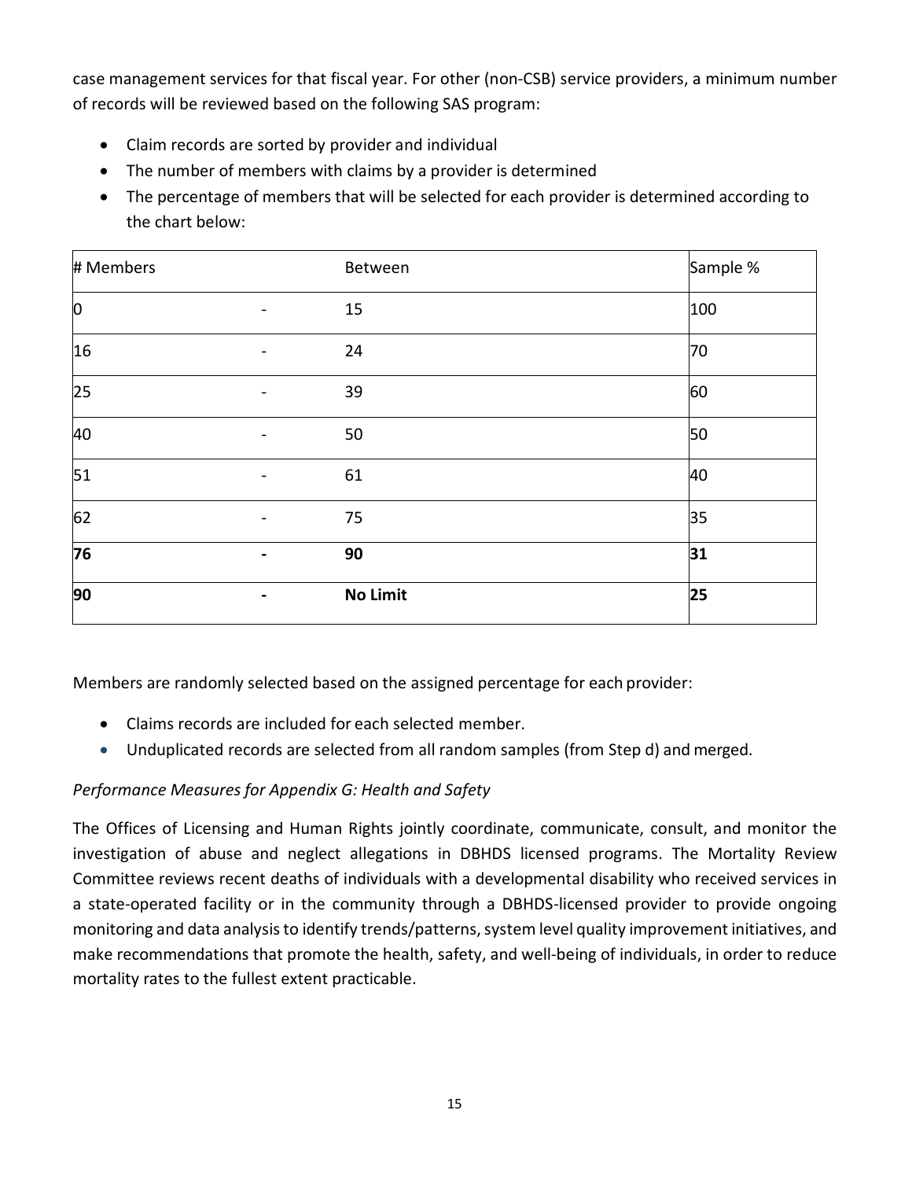case management services for that fiscal year. For other (non-CSB) service providers, a minimum number of records will be reviewed based on the following SAS program:

- Claim records are sorted by provider and individual
- The number of members with claims by a provider is determined
- The percentage of members that will be selected for each provider is determined according to the chart below:

| # Members | | Between | Sample % |
|---|---|---|---|
| 0 | - | 15 | 100 |
| 16 | - | 24 | 70 |
| 25 | - | 39 | 60 |
| 40 | - | 50 | 50 |
| 51 | - | 61 | 40 |
| 62 | - | 75 | 35 |
| **76** | **-** | **90** | **31** |
| **90** | **-** | **No Limit** | **25** |

Members are randomly selected based on the assigned percentage for each provider:

- Claims records are included for each selected member.
- Unduplicated records are selected from all random samples (from Step d) and merged.

*Performance Measures for Appendix G: Health and Safety*

The Offices of Licensing and Human Rights jointly coordinate, communicate, consult, and monitor the investigation of abuse and neglect allegations in DBHDS licensed programs. The Mortality Review Committee reviews recent deaths of individuals with a developmental disability who received services in a state-operated facility or in the community through a DBHDS-licensed provider to provide ongoing monitoring and data analysis to identify trends/patterns, system level quality improvement initiatives, and make recommendations that promote the health, safety, and well-being of individuals, in order to reduce mortality rates to the fullest extent practicable.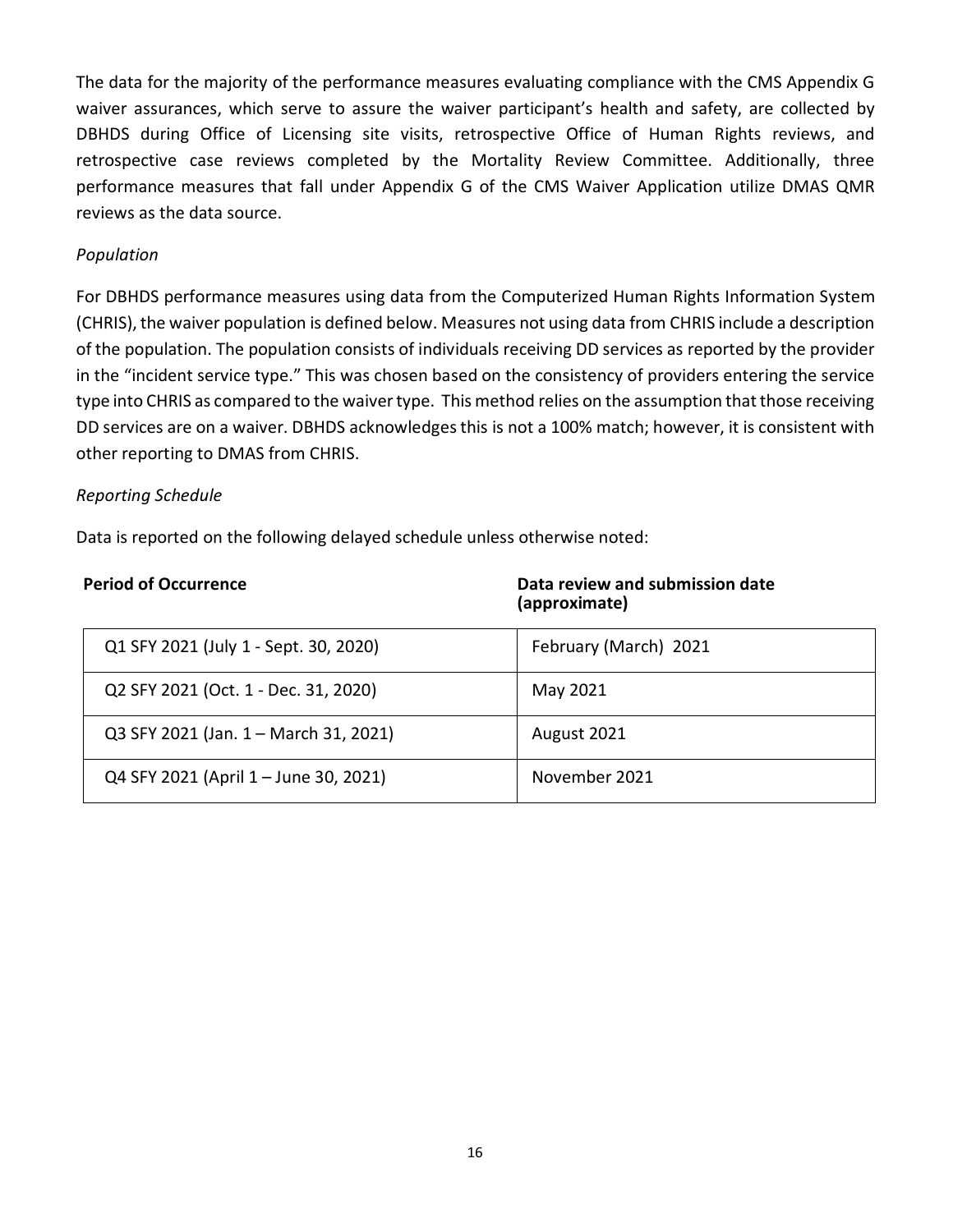The data for the majority of the performance measures evaluating compliance with the CMS Appendix G waiver assurances, which serve to assure the waiver participant's health and safety, are collected by DBHDS during Office of Licensing site visits, retrospective Office of Human Rights reviews, and retrospective case reviews completed by the Mortality Review Committee. Additionally, three performance measures that fall under Appendix G of the CMS Waiver Application utilize DMAS QMR reviews as the data source.

*Population*

For DBHDS performance measures using data from the Computerized Human Rights Information System (CHRIS), the waiver population is defined below. Measures not using data from CHRIS include a description of the population. The population consists of individuals receiving DD services as reported by the provider in the "incident service type." This was chosen based on the consistency of providers entering the service type into CHRIS as compared to the waiver type. This method relies on the assumption that those receiving DD services are on a waiver. DBHDS acknowledges this is not a 100% match; however, it is consistent with other reporting to DMAS from CHRIS.

*Reporting Schedule*

Data is reported on the following delayed schedule unless otherwise noted:

| **Period of Occurrence** | **Data review and submission date (approximate)** |
|---|---|
| Q1 SFY 2021 (July 1 - Sept. 30, 2020) | February (March) 2021 |
| Q2 SFY 2021 (Oct. 1 - Dec. 31, 2020) | May 2021 |
| Q3 SFY 2021 (Jan. 1 – March 31, 2021) | August 2021 |
| Q4 SFY 2021 (April 1 – June 30, 2021) | November 2021 |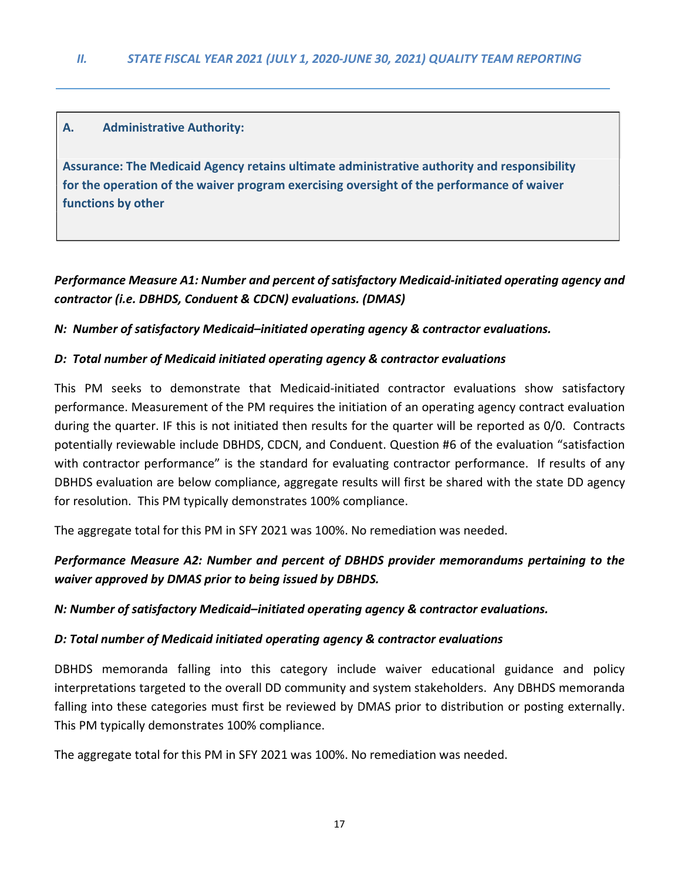## II. STATE FISCAL YEAR 2021 (JULY 1, 2020-JUNE 30, 2021) QUALITY TEAM REPORTING

### A. Administrative Authority:

**Assurance: The Medicaid Agency retains ultimate administrative authority and responsibility for the operation of the waiver program exercising oversight of the performance of waiver functions by other**

***Performance Measure A1: Number and percent of satisfactory Medicaid-initiated operating agency and contractor (i.e. DBHDS, Conduent & CDCN) evaluations. (DMAS)***

***N: Number of satisfactory Medicaid–initiated operating agency & contractor evaluations.***

***D: Total number of Medicaid initiated operating agency & contractor evaluations***

This PM seeks to demonstrate that Medicaid-initiated contractor evaluations show satisfactory performance. Measurement of the PM requires the initiation of an operating agency contract evaluation during the quarter. IF this is not initiated then results for the quarter will be reported as 0/0. Contracts potentially reviewable include DBHDS, CDCN, and Conduent. Question #6 of the evaluation "satisfaction with contractor performance" is the standard for evaluating contractor performance. If results of any DBHDS evaluation are below compliance, aggregate results will first be shared with the state DD agency for resolution. This PM typically demonstrates 100% compliance.

The aggregate total for this PM in SFY 2021 was 100%. No remediation was needed.

***Performance Measure A2: Number and percent of DBHDS provider memorandums pertaining to the waiver approved by DMAS prior to being issued by DBHDS.***

***N: Number of satisfactory Medicaid–initiated operating agency & contractor evaluations.***

***D: Total number of Medicaid initiated operating agency & contractor evaluations***

DBHDS memoranda falling into this category include waiver educational guidance and policy interpretations targeted to the overall DD community and system stakeholders. Any DBHDS memoranda falling into these categories must first be reviewed by DMAS prior to distribution or posting externally. This PM typically demonstrates 100% compliance.

The aggregate total for this PM in SFY 2021 was 100%. No remediation was needed.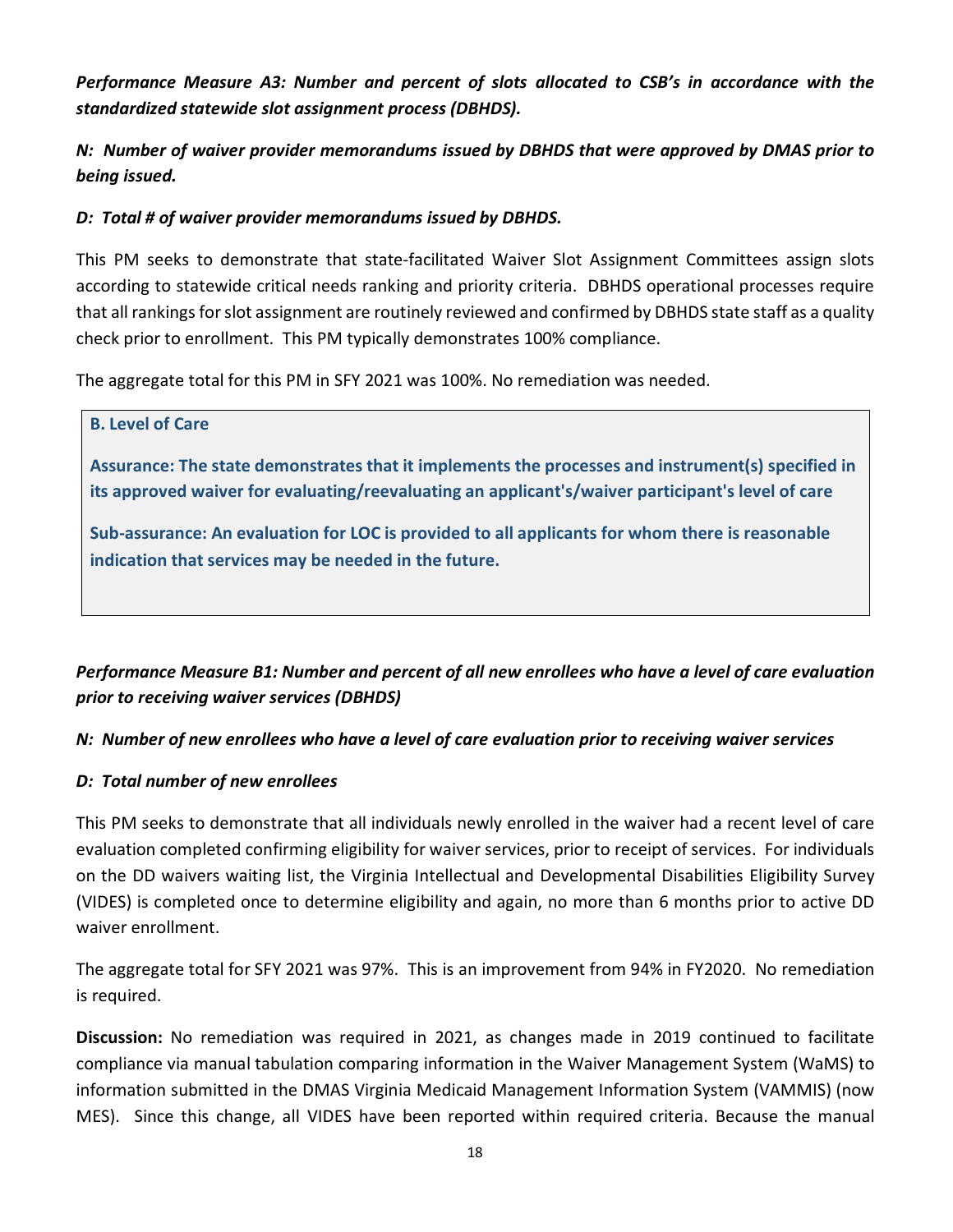***Performance Measure A3: Number and percent of slots allocated to CSB's in accordance with the standardized statewide slot assignment process (DBHDS).***

***N: Number of waiver provider memorandums issued by DBHDS that were approved by DMAS prior to being issued.***

***D: Total # of waiver provider memorandums issued by DBHDS.***

This PM seeks to demonstrate that state-facilitated Waiver Slot Assignment Committees assign slots according to statewide critical needs ranking and priority criteria. DBHDS operational processes require that all rankings for slot assignment are routinely reviewed and confirmed by DBHDS state staff as a quality check prior to enrollment. This PM typically demonstrates 100% compliance.

The aggregate total for this PM in SFY 2021 was 100%. No remediation was needed.

**B. Level of Care**

**Assurance: The state demonstrates that it implements the processes and instrument(s) specified in its approved waiver for evaluating/reevaluating an applicant's/waiver participant's level of care**

**Sub-assurance: An evaluation for LOC is provided to all applicants for whom there is reasonable indication that services may be needed in the future.**

***Performance Measure B1: Number and percent of all new enrollees who have a level of care evaluation prior to receiving waiver services (DBHDS)***

***N: Number of new enrollees who have a level of care evaluation prior to receiving waiver services***

***D: Total number of new enrollees***

This PM seeks to demonstrate that all individuals newly enrolled in the waiver had a recent level of care evaluation completed confirming eligibility for waiver services, prior to receipt of services. For individuals on the DD waivers waiting list, the Virginia Intellectual and Developmental Disabilities Eligibility Survey (VIDES) is completed once to determine eligibility and again, no more than 6 months prior to active DD waiver enrollment.

The aggregate total for SFY 2021 was 97%. This is an improvement from 94% in FY2020. No remediation is required.

**Discussion:** No remediation was required in 2021, as changes made in 2019 continued to facilitate compliance via manual tabulation comparing information in the Waiver Management System (WaMS) to information submitted in the DMAS Virginia Medicaid Management Information System (VAMMIS) (now MES). Since this change, all VIDES have been reported within required criteria. Because the manual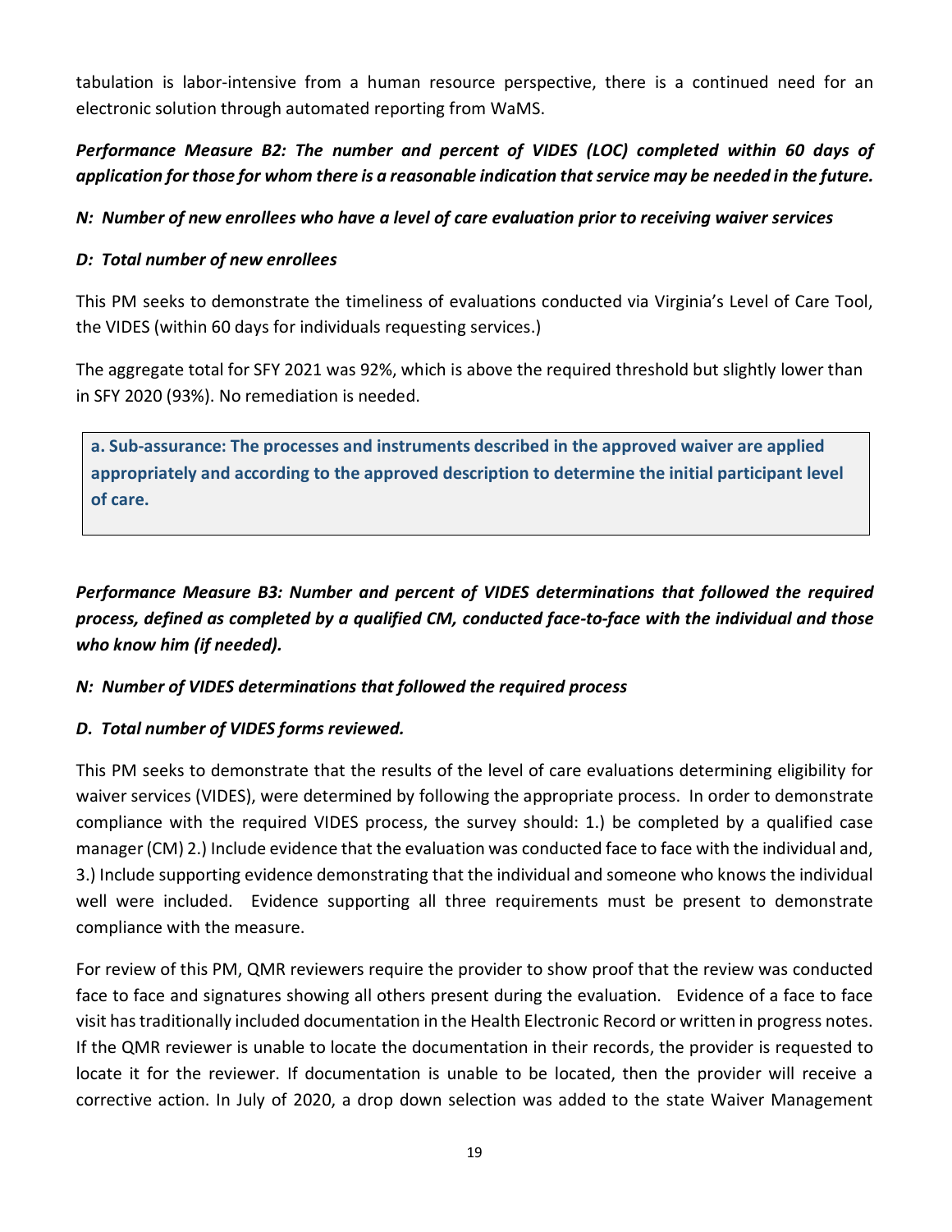tabulation is labor-intensive from a human resource perspective, there is a continued need for an electronic solution through automated reporting from WaMS.

***Performance Measure B2: The number and percent of VIDES (LOC) completed within 60 days of application for those for whom there is a reasonable indication that service may be needed in the future.***

***N: Number of new enrollees who have a level of care evaluation prior to receiving waiver services***

***D: Total number of new enrollees***

This PM seeks to demonstrate the timeliness of evaluations conducted via Virginia's Level of Care Tool, the VIDES (within 60 days for individuals requesting services.)

The aggregate total for SFY 2021 was 92%, which is above the required threshold but slightly lower than in SFY 2020 (93%). No remediation is needed.

**a. Sub-assurance: The processes and instruments described in the approved waiver are applied appropriately and according to the approved description to determine the initial participant level of care.**

***Performance Measure B3: Number and percent of VIDES determinations that followed the required process, defined as completed by a qualified CM, conducted face-to-face with the individual and those who know him (if needed).***

***N: Number of VIDES determinations that followed the required process***

***D. Total number of VIDES forms reviewed.***

This PM seeks to demonstrate that the results of the level of care evaluations determining eligibility for waiver services (VIDES), were determined by following the appropriate process. In order to demonstrate compliance with the required VIDES process, the survey should: 1.) be completed by a qualified case manager (CM) 2.) Include evidence that the evaluation was conducted face to face with the individual and, 3.) Include supporting evidence demonstrating that the individual and someone who knows the individual well were included. Evidence supporting all three requirements must be present to demonstrate compliance with the measure.

For review of this PM, QMR reviewers require the provider to show proof that the review was conducted face to face and signatures showing all others present during the evaluation. Evidence of a face to face visit has traditionally included documentation in the Health Electronic Record or written in progress notes. If the QMR reviewer is unable to locate the documentation in their records, the provider is requested to locate it for the reviewer. If documentation is unable to be located, then the provider will receive a corrective action. In July of 2020, a drop down selection was added to the state Waiver Management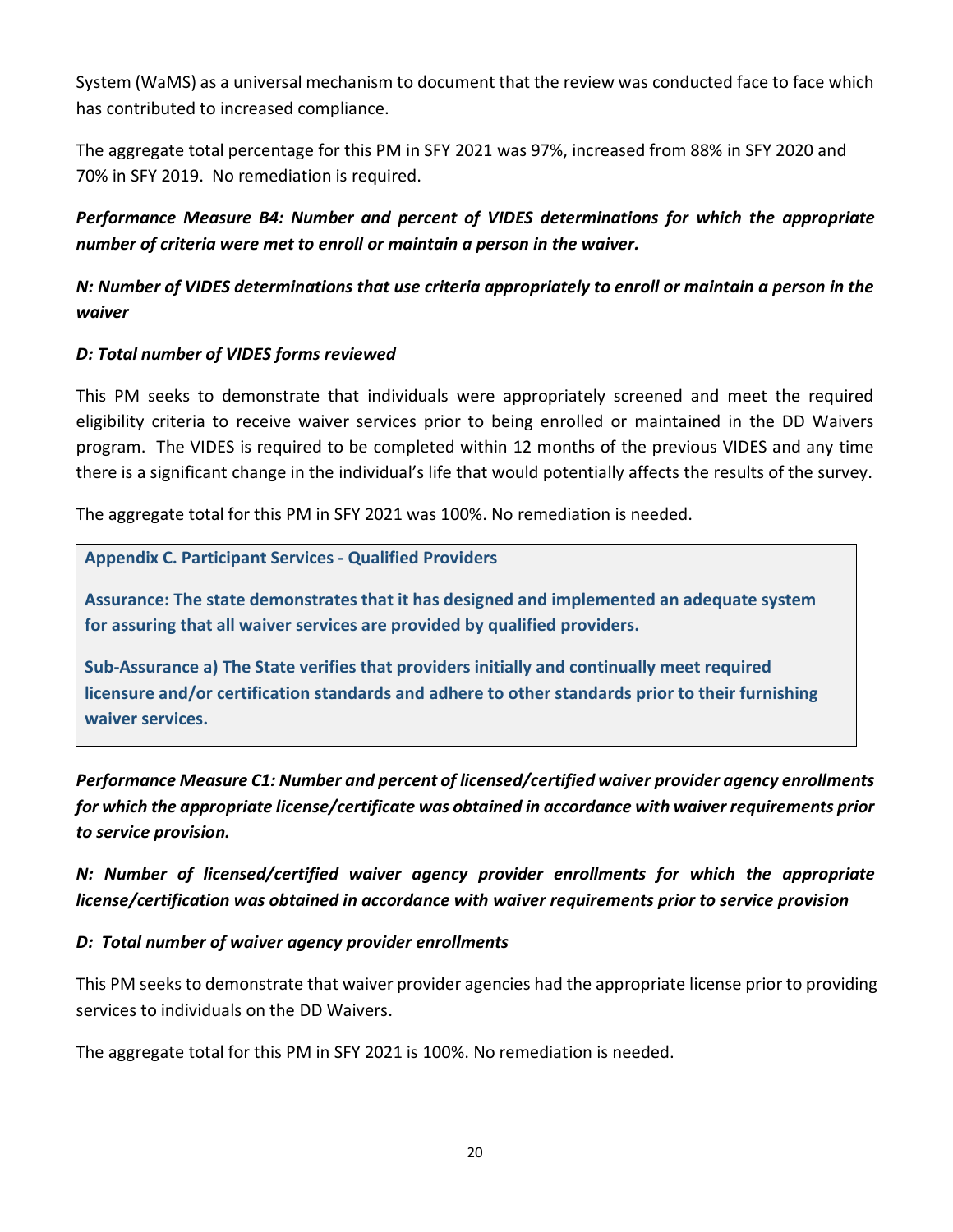System (WaMS) as a universal mechanism to document that the review was conducted face to face which has contributed to increased compliance.

The aggregate total percentage for this PM in SFY 2021 was 97%, increased from 88% in SFY 2020 and 70% in SFY 2019. No remediation is required.

***Performance Measure B4: Number and percent of VIDES determinations for which the appropriate number of criteria were met to enroll or maintain a person in the waiver.***

***N: Number of VIDES determinations that use criteria appropriately to enroll or maintain a person in the waiver***

***D: Total number of VIDES forms reviewed***

This PM seeks to demonstrate that individuals were appropriately screened and meet the required eligibility criteria to receive waiver services prior to being enrolled or maintained in the DD Waivers program. The VIDES is required to be completed within 12 months of the previous VIDES and any time there is a significant change in the individual's life that would potentially affects the results of the survey.

The aggregate total for this PM in SFY 2021 was 100%. No remediation is needed.

**Appendix C. Participant Services - Qualified Providers**

**Assurance: The state demonstrates that it has designed and implemented an adequate system for assuring that all waiver services are provided by qualified providers.**

**Sub-Assurance a) The State verifies that providers initially and continually meet required licensure and/or certification standards and adhere to other standards prior to their furnishing waiver services.**

***Performance Measure C1: Number and percent of licensed/certified waiver provider agency enrollments for which the appropriate license/certificate was obtained in accordance with waiver requirements prior to service provision.***

***N: Number of licensed/certified waiver agency provider enrollments for which the appropriate license/certification was obtained in accordance with waiver requirements prior to service provision***

***D: Total number of waiver agency provider enrollments***

This PM seeks to demonstrate that waiver provider agencies had the appropriate license prior to providing services to individuals on the DD Waivers.

The aggregate total for this PM in SFY 2021 is 100%. No remediation is needed.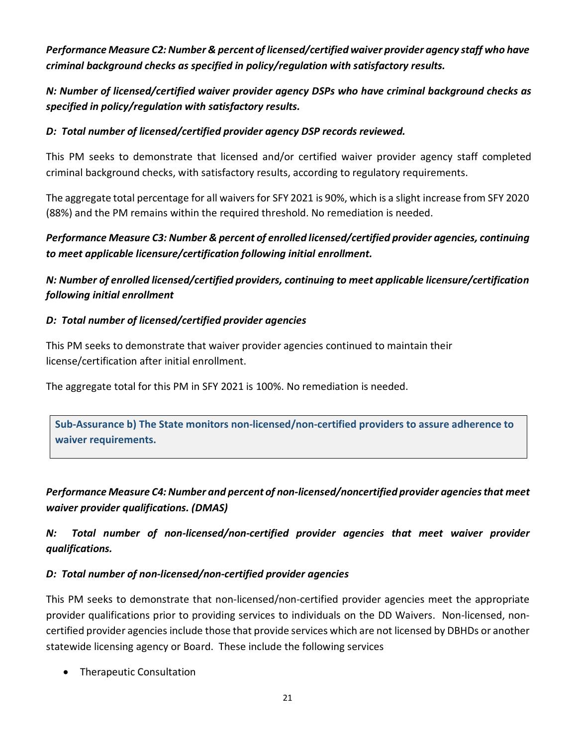***Performance Measure C2: Number & percent of licensed/certified waiver provider agency staff who have criminal background checks as specified in policy/regulation with satisfactory results.***

***N: Number of licensed/certified waiver provider agency DSPs who have criminal background checks as specified in policy/regulation with satisfactory results.***

***D: Total number of licensed/certified provider agency DSP records reviewed.***

This PM seeks to demonstrate that licensed and/or certified waiver provider agency staff completed criminal background checks, with satisfactory results, according to regulatory requirements.

The aggregate total percentage for all waivers for SFY 2021 is 90%, which is a slight increase from SFY 2020 (88%) and the PM remains within the required threshold. No remediation is needed.

***Performance Measure C3: Number & percent of enrolled licensed/certified provider agencies, continuing to meet applicable licensure/certification following initial enrollment.***

***N: Number of enrolled licensed/certified providers, continuing to meet applicable licensure/certification following initial enrollment***

***D: Total number of licensed/certified provider agencies***

This PM seeks to demonstrate that waiver provider agencies continued to maintain their license/certification after initial enrollment.

The aggregate total for this PM in SFY 2021 is 100%. No remediation is needed.

**Sub-Assurance b) The State monitors non-licensed/non-certified providers to assure adherence to waiver requirements.**

***Performance Measure C4: Number and percent of non-licensed/noncertified provider agencies that meet waiver provider qualifications. (DMAS)***

***N: Total number of non-licensed/non-certified provider agencies that meet waiver provider qualifications.***

***D: Total number of non-licensed/non-certified provider agencies***

This PM seeks to demonstrate that non-licensed/non-certified provider agencies meet the appropriate provider qualifications prior to providing services to individuals on the DD Waivers. Non-licensed, non-certified provider agencies include those that provide services which are not licensed by DBHDs or another statewide licensing agency or Board. These include the following services

- Therapeutic Consultation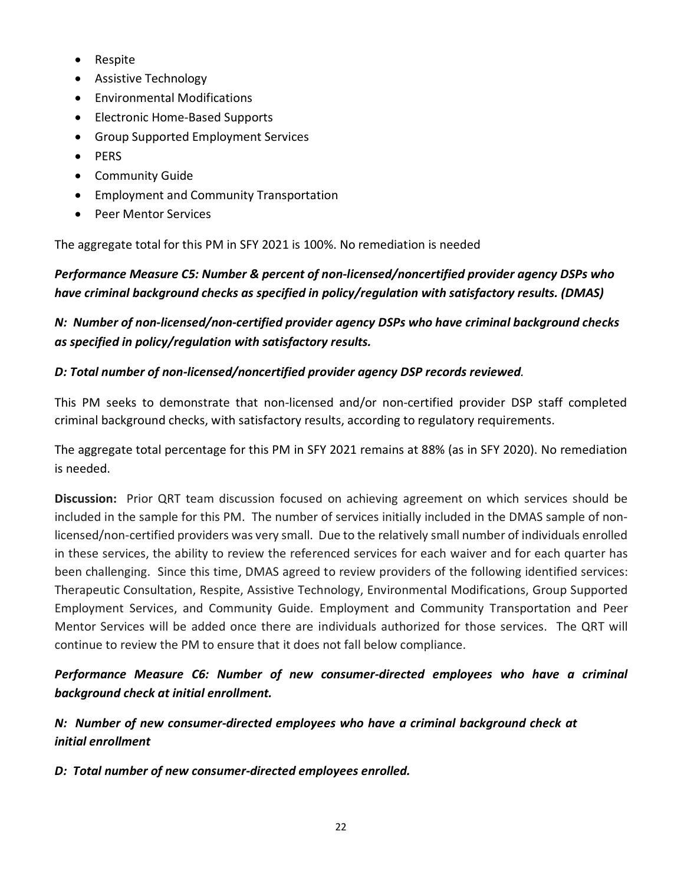- Respite
- Assistive Technology
- Environmental Modifications
- Electronic Home-Based Supports
- Group Supported Employment Services
- PERS
- Community Guide
- Employment and Community Transportation
- Peer Mentor Services

The aggregate total for this PM in SFY 2021 is 100%. No remediation is needed

***Performance Measure C5: Number & percent of non-licensed/noncertified provider agency DSPs who have criminal background checks as specified in policy/regulation with satisfactory results. (DMAS)***

***N: Number of non-licensed/non-certified provider agency DSPs who have criminal background checks as specified in policy/regulation with satisfactory results.***

***D: Total number of non-licensed/noncertified provider agency DSP records reviewed.***

This PM seeks to demonstrate that non-licensed and/or non-certified provider DSP staff completed criminal background checks, with satisfactory results, according to regulatory requirements.

The aggregate total percentage for this PM in SFY 2021 remains at 88% (as in SFY 2020). No remediation is needed.

**Discussion:** Prior QRT team discussion focused on achieving agreement on which services should be included in the sample for this PM. The number of services initially included in the DMAS sample of non-licensed/non-certified providers was very small. Due to the relatively small number of individuals enrolled in these services, the ability to review the referenced services for each waiver and for each quarter has been challenging. Since this time, DMAS agreed to review providers of the following identified services: Therapeutic Consultation, Respite, Assistive Technology, Environmental Modifications, Group Supported Employment Services, and Community Guide. Employment and Community Transportation and Peer Mentor Services will be added once there are individuals authorized for those services. The QRT will continue to review the PM to ensure that it does not fall below compliance.

***Performance Measure C6: Number of new consumer-directed employees who have a criminal background check at initial enrollment.***

***N: Number of new consumer-directed employees who have a criminal background check at initial enrollment***

***D: Total number of new consumer-directed employees enrolled.***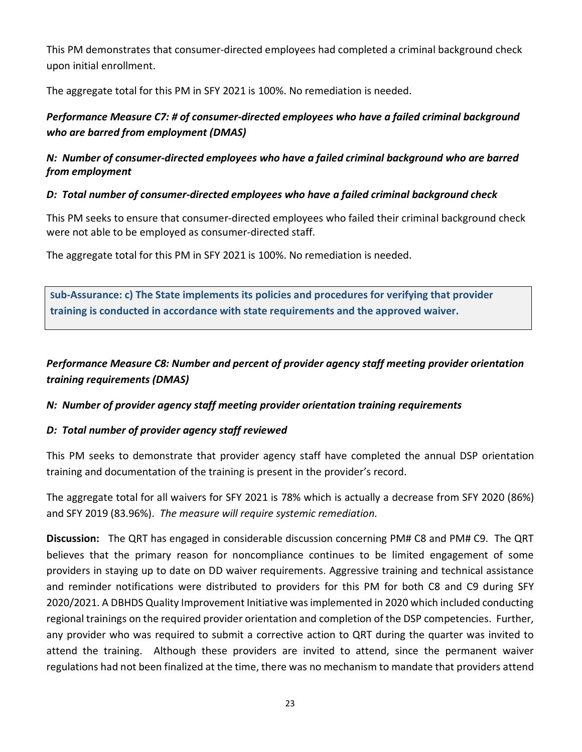This PM demonstrates that consumer-directed employees had completed a criminal background check upon initial enrollment.

The aggregate total for this PM in SFY 2021 is 100%. No remediation is needed.

***Performance Measure C7: # of consumer-directed employees who have a failed criminal background who are barred from employment (DMAS)***

***N: Number of consumer-directed employees who have a failed criminal background who are barred from employment***

***D: Total number of consumer-directed employees who have a failed criminal background check***

This PM seeks to ensure that consumer-directed employees who failed their criminal background check were not able to be employed as consumer-directed staff.

The aggregate total for this PM in SFY 2021 is 100%. No remediation is needed.

**Sub-Assurance: c) The State implements its policies and procedures for verifying that provider training is conducted in accordance with state requirements and the approved waiver.**

***Performance Measure C8: Number and percent of provider agency staff meeting provider orientation training requirements (DMAS)***

***N: Number of provider agency staff meeting provider orientation training requirements***

***D: Total number of provider agency staff reviewed***

This PM seeks to demonstrate that provider agency staff have completed the annual DSP orientation training and documentation of the training is present in the provider's record.

The aggregate total for all waivers for SFY 2021 is 78% which is actually a decrease from SFY 2020 (86%) and SFY 2019 (83.96%). *The measure will require systemic remediation.*

**Discussion:** The QRT has engaged in considerable discussion concerning PM# C8 and PM# C9. The QRT believes that the primary reason for noncompliance continues to be limited engagement of some providers in staying up to date on DD waiver requirements. Aggressive training and technical assistance and reminder notifications were distributed to providers for this PM for both C8 and C9 during SFY 2020/2021. A DBHDS Quality Improvement Initiative was implemented in 2020 which included conducting regional trainings on the required provider orientation and completion of the DSP competencies. Further, any provider who was required to submit a corrective action to QRT during the quarter was invited to attend the training. Although these providers are invited to attend, since the permanent waiver regulations had not been finalized at the time, there was no mechanism to mandate that providers attend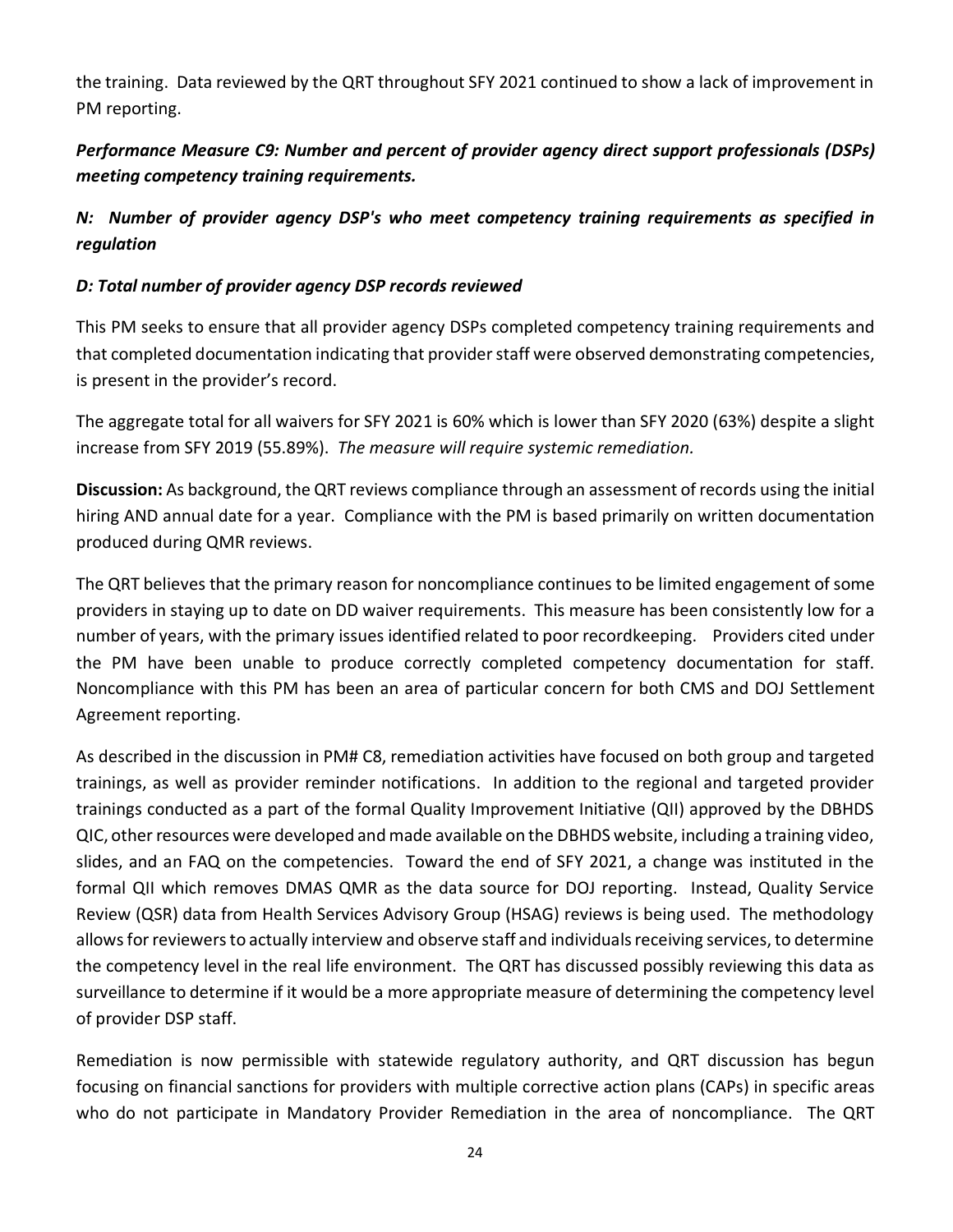the training. Data reviewed by the QRT throughout SFY 2021 continued to show a lack of improvement in PM reporting.

***Performance Measure C9: Number and percent of provider agency direct support professionals (DSPs) meeting competency training requirements.***

***N: Number of provider agency DSP's who meet competency training requirements as specified in regulation***

***D: Total number of provider agency DSP records reviewed***

This PM seeks to ensure that all provider agency DSPs completed competency training requirements and that completed documentation indicating that provider staff were observed demonstrating competencies, is present in the provider's record.

The aggregate total for all waivers for SFY 2021 is 60% which is lower than SFY 2020 (63%) despite a slight increase from SFY 2019 (55.89%). *The measure will require systemic remediation.*

**Discussion:** As background, the QRT reviews compliance through an assessment of records using the initial hiring AND annual date for a year. Compliance with the PM is based primarily on written documentation produced during QMR reviews.

The QRT believes that the primary reason for noncompliance continues to be limited engagement of some providers in staying up to date on DD waiver requirements. This measure has been consistently low for a number of years, with the primary issues identified related to poor recordkeeping. Providers cited under the PM have been unable to produce correctly completed competency documentation for staff. Noncompliance with this PM has been an area of particular concern for both CMS and DOJ Settlement Agreement reporting.

As described in the discussion in PM# C8, remediation activities have focused on both group and targeted trainings, as well as provider reminder notifications. In addition to the regional and targeted provider trainings conducted as a part of the formal Quality Improvement Initiative (QII) approved by the DBHDS QIC, other resources were developed and made available on the DBHDS website, including a training video, slides, and an FAQ on the competencies. Toward the end of SFY 2021, a change was instituted in the formal QII which removes DMAS QMR as the data source for DOJ reporting. Instead, Quality Service Review (QSR) data from Health Services Advisory Group (HSAG) reviews is being used. The methodology allows for reviewers to actually interview and observe staff and individuals receiving services, to determine the competency level in the real life environment. The QRT has discussed possibly reviewing this data as surveillance to determine if it would be a more appropriate measure of determining the competency level of provider DSP staff.

Remediation is now permissible with statewide regulatory authority, and QRT discussion has begun focusing on financial sanctions for providers with multiple corrective action plans (CAPs) in specific areas who do not participate in Mandatory Provider Remediation in the area of noncompliance. The QRT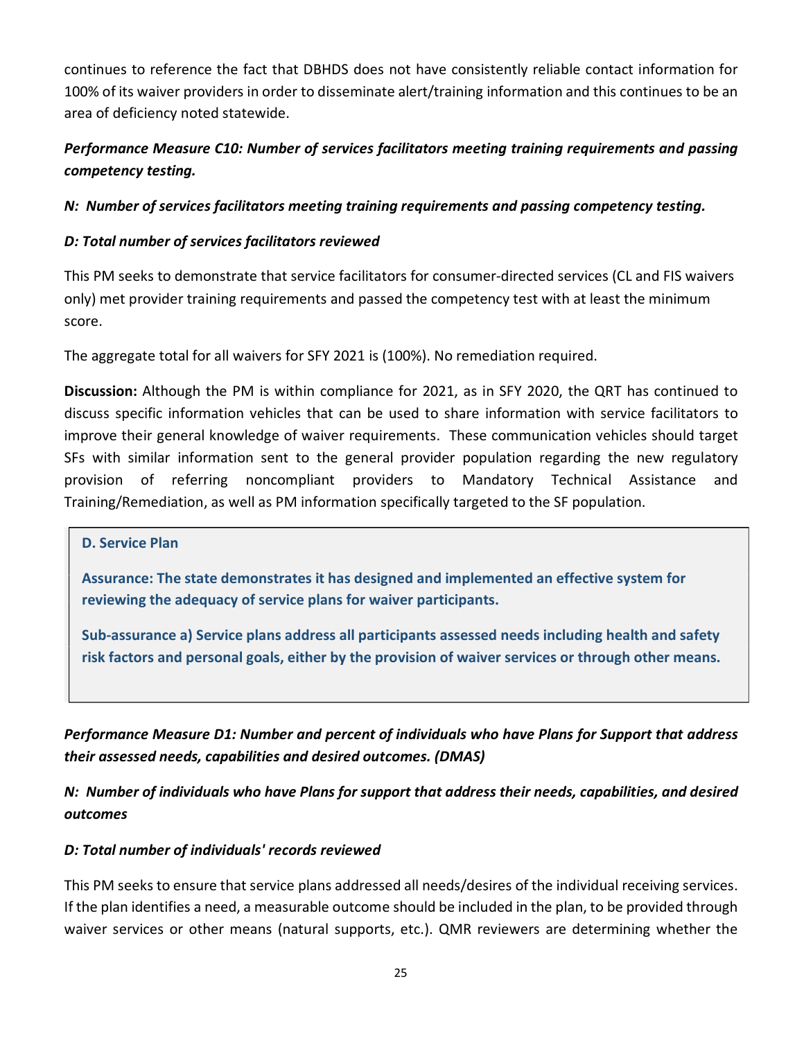continues to reference the fact that DBHDS does not have consistently reliable contact information for 100% of its waiver providers in order to disseminate alert/training information and this continues to be an area of deficiency noted statewide.

***Performance Measure C10: Number of services facilitators meeting training requirements and passing competency testing.***

***N: Number of services facilitators meeting training requirements and passing competency testing.***

***D: Total number of services facilitators reviewed***

This PM seeks to demonstrate that service facilitators for consumer-directed services (CL and FIS waivers only) met provider training requirements and passed the competency test with at least the minimum score.

The aggregate total for all waivers for SFY 2021 is (100%). No remediation required.

**Discussion:** Although the PM is within compliance for 2021, as in SFY 2020, the QRT has continued to discuss specific information vehicles that can be used to share information with service facilitators to improve their general knowledge of waiver requirements. These communication vehicles should target SFs with similar information sent to the general provider population regarding the new regulatory provision of referring noncompliant providers to Mandatory Technical Assistance and Training/Remediation, as well as PM information specifically targeted to the SF population.

## D. Service Plan

**Assurance: The state demonstrates it has designed and implemented an effective system for reviewing the adequacy of service plans for waiver participants.**

**Sub-assurance a) Service plans address all participants assessed needs including health and safety risk factors and personal goals, either by the provision of waiver services or through other means.**

***Performance Measure D1: Number and percent of individuals who have Plans for Support that address their assessed needs, capabilities and desired outcomes. (DMAS)***

***N: Number of individuals who have Plans for support that address their needs, capabilities, and desired outcomes***

***D: Total number of individuals' records reviewed***

This PM seeks to ensure that service plans addressed all needs/desires of the individual receiving services. If the plan identifies a need, a measurable outcome should be included in the plan, to be provided through waiver services or other means (natural supports, etc.). QMR reviewers are determining whether the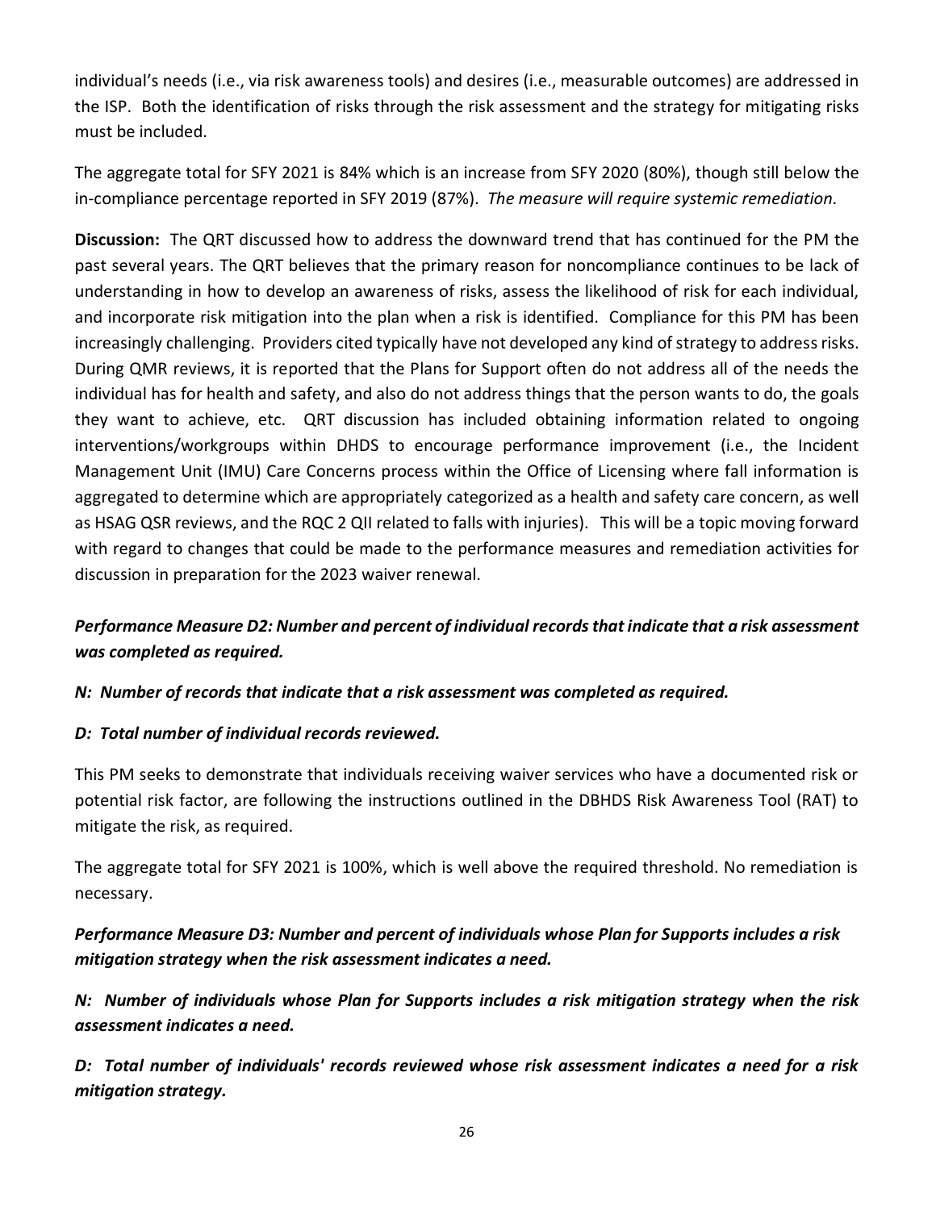individual's needs (i.e., via risk awareness tools) and desires (i.e., measurable outcomes) are addressed in the ISP. Both the identification of risks through the risk assessment and the strategy for mitigating risks must be included.

The aggregate total for SFY 2021 is 84% which is an increase from SFY 2020 (80%), though still below the in-compliance percentage reported in SFY 2019 (87%). *The measure will require systemic remediation.*

**Discussion:** The QRT discussed how to address the downward trend that has continued for the PM the past several years. The QRT believes that the primary reason for noncompliance continues to be lack of understanding in how to develop an awareness of risks, assess the likelihood of risk for each individual, and incorporate risk mitigation into the plan when a risk is identified. Compliance for this PM has been increasingly challenging. Providers cited typically have not developed any kind of strategy to address risks. During QMR reviews, it is reported that the Plans for Support often do not address all of the needs the individual has for health and safety, and also do not address things that the person wants to do, the goals they want to achieve, etc. QRT discussion has included obtaining information related to ongoing interventions/workgroups within DHDS to encourage performance improvement (i.e., the Incident Management Unit (IMU) Care Concerns process within the Office of Licensing where fall information is aggregated to determine which are appropriately categorized as a health and safety care concern, as well as HSAG QSR reviews, and the RQC 2 QII related to falls with injuries). This will be a topic moving forward with regard to changes that could be made to the performance measures and remediation activities for discussion in preparation for the 2023 waiver renewal.

***Performance Measure D2: Number and percent of individual records that indicate that a risk assessment was completed as required.***

***N: Number of records that indicate that a risk assessment was completed as required.***

***D: Total number of individual records reviewed.***

This PM seeks to demonstrate that individuals receiving waiver services who have a documented risk or potential risk factor, are following the instructions outlined in the DBHDS Risk Awareness Tool (RAT) to mitigate the risk, as required.

The aggregate total for SFY 2021 is 100%, which is well above the required threshold. No remediation is necessary.

***Performance Measure D3: Number and percent of individuals whose Plan for Supports includes a risk mitigation strategy when the risk assessment indicates a need.***

***N: Number of individuals whose Plan for Supports includes a risk mitigation strategy when the risk assessment indicates a need.***

***D: Total number of individuals' records reviewed whose risk assessment indicates a need for a risk mitigation strategy.***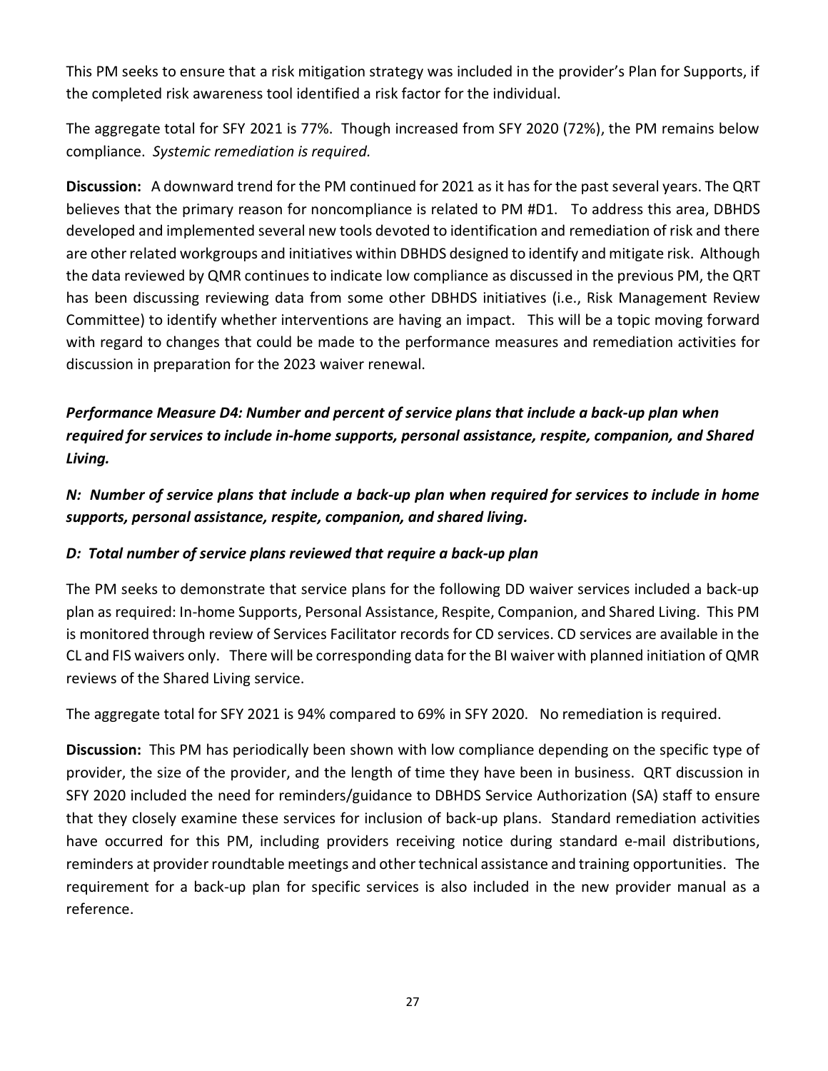This PM seeks to ensure that a risk mitigation strategy was included in the provider's Plan for Supports, if the completed risk awareness tool identified a risk factor for the individual.

The aggregate total for SFY 2021 is 77%. Though increased from SFY 2020 (72%), the PM remains below compliance. *Systemic remediation is required.*

**Discussion:** A downward trend for the PM continued for 2021 as it has for the past several years. The QRT believes that the primary reason for noncompliance is related to PM #D1. To address this area, DBHDS developed and implemented several new tools devoted to identification and remediation of risk and there are other related workgroups and initiatives within DBHDS designed to identify and mitigate risk. Although the data reviewed by QMR continues to indicate low compliance as discussed in the previous PM, the QRT has been discussing reviewing data from some other DBHDS initiatives (i.e., Risk Management Review Committee) to identify whether interventions are having an impact. This will be a topic moving forward with regard to changes that could be made to the performance measures and remediation activities for discussion in preparation for the 2023 waiver renewal.

***Performance Measure D4: Number and percent of service plans that include a back-up plan when required for services to include in-home supports, personal assistance, respite, companion, and Shared Living.***

***N: Number of service plans that include a back-up plan when required for services to include in home supports, personal assistance, respite, companion, and shared living.***

***D: Total number of service plans reviewed that require a back-up plan***

The PM seeks to demonstrate that service plans for the following DD waiver services included a back-up plan as required: In-home Supports, Personal Assistance, Respite, Companion, and Shared Living. This PM is monitored through review of Services Facilitator records for CD services. CD services are available in the CL and FIS waivers only. There will be corresponding data for the BI waiver with planned initiation of QMR reviews of the Shared Living service.

The aggregate total for SFY 2021 is 94% compared to 69% in SFY 2020. No remediation is required.

**Discussion:** This PM has periodically been shown with low compliance depending on the specific type of provider, the size of the provider, and the length of time they have been in business. QRT discussion in SFY 2020 included the need for reminders/guidance to DBHDS Service Authorization (SA) staff to ensure that they closely examine these services for inclusion of back-up plans. Standard remediation activities have occurred for this PM, including providers receiving notice during standard e-mail distributions, reminders at provider roundtable meetings and other technical assistance and training opportunities. The requirement for a back-up plan for specific services is also included in the new provider manual as a reference.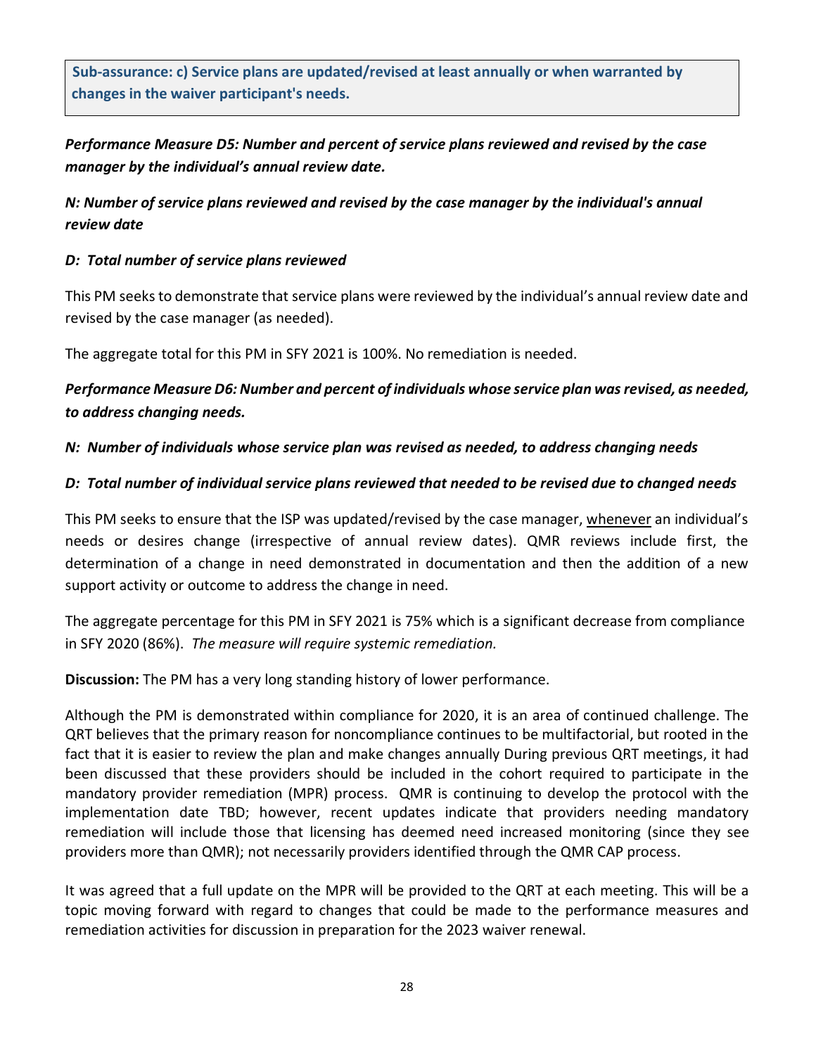**Sub-assurance: c) Service plans are updated/revised at least annually or when warranted by changes in the waiver participant's needs.**

***Performance Measure D5: Number and percent of service plans reviewed and revised by the case manager by the individual's annual review date.***

***N: Number of service plans reviewed and revised by the case manager by the individual's annual review date***

***D: Total number of service plans reviewed***

This PM seeks to demonstrate that service plans were reviewed by the individual's annual review date and revised by the case manager (as needed).

The aggregate total for this PM in SFY 2021 is 100%. No remediation is needed.

***Performance Measure D6: Number and percent of individuals whose service plan was revised, as needed, to address changing needs.***

***N: Number of individuals whose service plan was revised as needed, to address changing needs***

***D: Total number of individual service plans reviewed that needed to be revised due to changed needs***

This PM seeks to ensure that the ISP was updated/revised by the case manager, <u>whenever</u> an individual's needs or desires change (irrespective of annual review dates). QMR reviews include first, the determination of a change in need demonstrated in documentation and then the addition of a new support activity or outcome to address the change in need.

The aggregate percentage for this PM in SFY 2021 is 75% which is a significant decrease from compliance in SFY 2020 (86%). *The measure will require systemic remediation.*

**Discussion:** The PM has a very long standing history of lower performance.

Although the PM is demonstrated within compliance for 2020, it is an area of continued challenge. The QRT believes that the primary reason for noncompliance continues to be multifactorial, but rooted in the fact that it is easier to review the plan and make changes annually During previous QRT meetings, it had been discussed that these providers should be included in the cohort required to participate in the mandatory provider remediation (MPR) process. QMR is continuing to develop the protocol with the implementation date TBD; however, recent updates indicate that providers needing mandatory remediation will include those that licensing has deemed need increased monitoring (since they see providers more than QMR); not necessarily providers identified through the QMR CAP process.

It was agreed that a full update on the MPR will be provided to the QRT at each meeting. This will be a topic moving forward with regard to changes that could be made to the performance measures and remediation activities for discussion in preparation for the 2023 waiver renewal.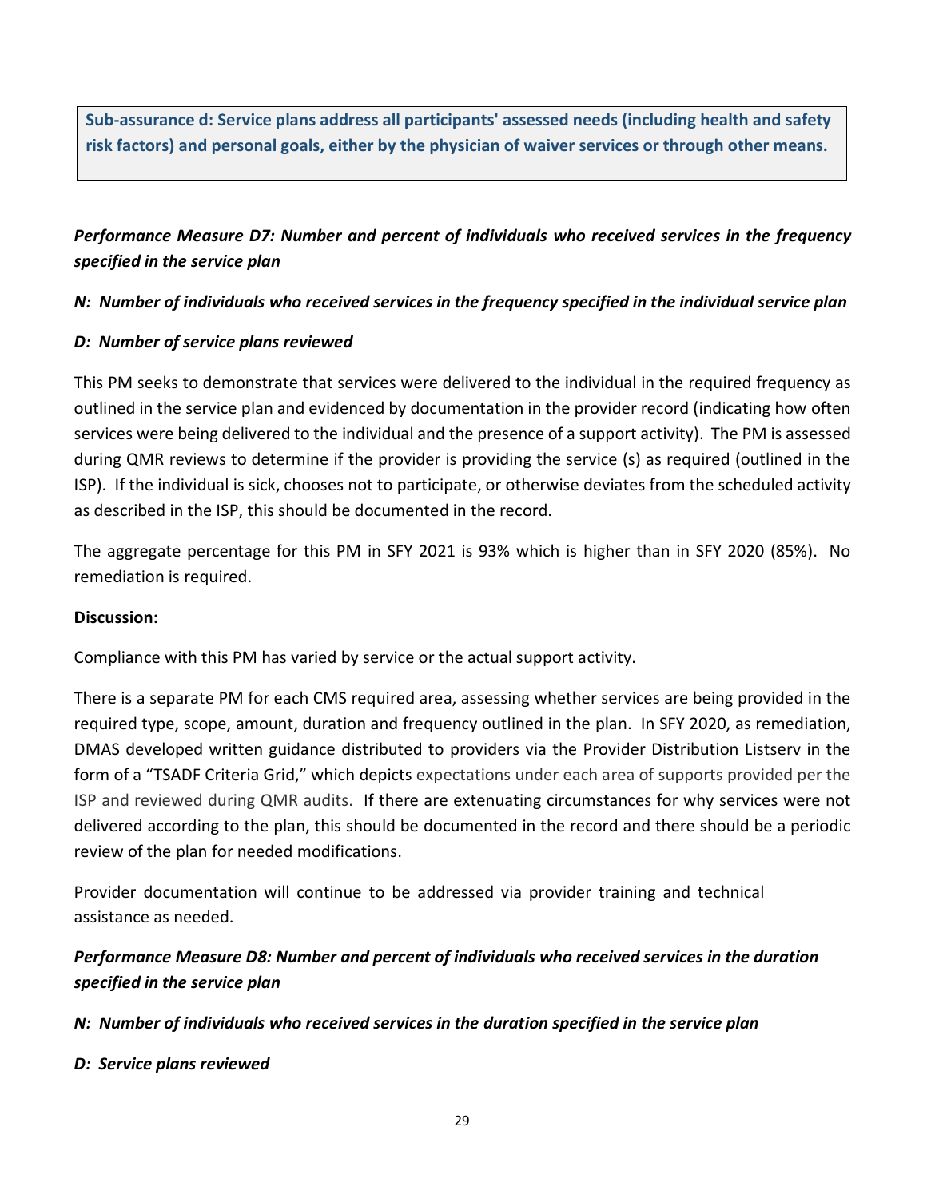**Sub-assurance d: Service plans address all participants' assessed needs (including health and safety risk factors) and personal goals, either by the physician of waiver services or through other means.**

***Performance Measure D7: Number and percent of individuals who received services in the frequency specified in the service plan***

***N: Number of individuals who received services in the frequency specified in the individual service plan***

***D: Number of service plans reviewed***

This PM seeks to demonstrate that services were delivered to the individual in the required frequency as outlined in the service plan and evidenced by documentation in the provider record (indicating how often services were being delivered to the individual and the presence of a support activity). The PM is assessed during QMR reviews to determine if the provider is providing the service (s) as required (outlined in the ISP). If the individual is sick, chooses not to participate, or otherwise deviates from the scheduled activity as described in the ISP, this should be documented in the record.

The aggregate percentage for this PM in SFY 2021 is 93% which is higher than in SFY 2020 (85%). No remediation is required.

**Discussion:**

Compliance with this PM has varied by service or the actual support activity.

There is a separate PM for each CMS required area, assessing whether services are being provided in the required type, scope, amount, duration and frequency outlined in the plan. In SFY 2020, as remediation, DMAS developed written guidance distributed to providers via the Provider Distribution Listserv in the form of a "TSADF Criteria Grid," which depicts expectations under each area of supports provided per the ISP and reviewed during QMR audits. If there are extenuating circumstances for why services were not delivered according to the plan, this should be documented in the record and there should be a periodic review of the plan for needed modifications.

Provider documentation will continue to be addressed via provider training and technical assistance as needed.

***Performance Measure D8: Number and percent of individuals who received services in the duration specified in the service plan***

***N: Number of individuals who received services in the duration specified in the service plan***

***D: Service plans reviewed***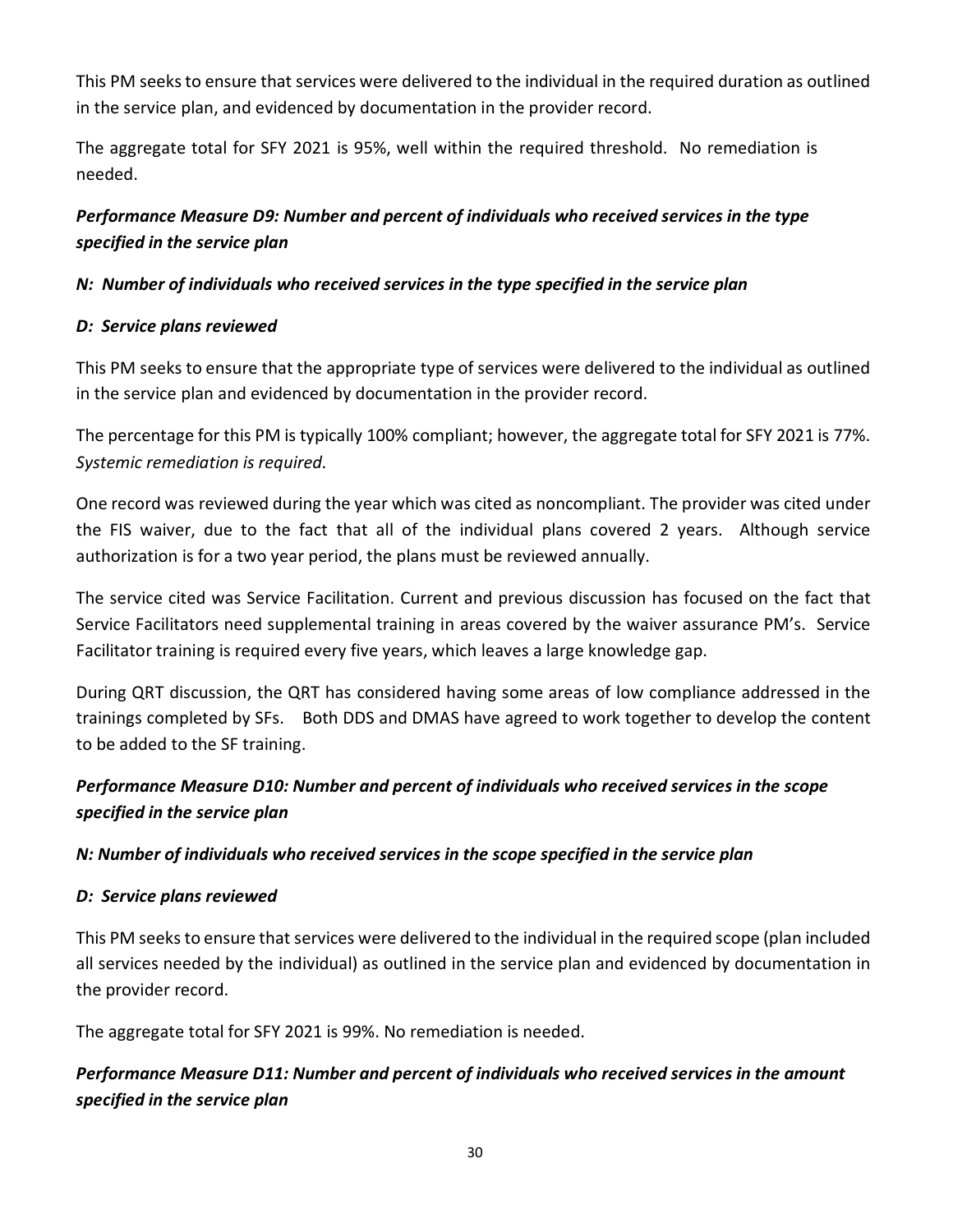This PM seeks to ensure that services were delivered to the individual in the required duration as outlined in the service plan, and evidenced by documentation in the provider record.

The aggregate total for SFY 2021 is 95%, well within the required threshold. No remediation is needed.

***Performance Measure D9: Number and percent of individuals who received services in the type specified in the service plan***

***N: Number of individuals who received services in the type specified in the service plan***

***D: Service plans reviewed***

This PM seeks to ensure that the appropriate type of services were delivered to the individual as outlined in the service plan and evidenced by documentation in the provider record.

The percentage for this PM is typically 100% compliant; however, the aggregate total for SFY 2021 is 77%. *Systemic remediation is required.*

One record was reviewed during the year which was cited as noncompliant. The provider was cited under the FIS waiver, due to the fact that all of the individual plans covered 2 years. Although service authorization is for a two year period, the plans must be reviewed annually.

The service cited was Service Facilitation. Current and previous discussion has focused on the fact that Service Facilitators need supplemental training in areas covered by the waiver assurance PM's. Service Facilitator training is required every five years, which leaves a large knowledge gap.

During QRT discussion, the QRT has considered having some areas of low compliance addressed in the trainings completed by SFs. Both DDS and DMAS have agreed to work together to develop the content to be added to the SF training.

***Performance Measure D10: Number and percent of individuals who received services in the scope specified in the service plan***

***N: Number of individuals who received services in the scope specified in the service plan***

***D: Service plans reviewed***

This PM seeks to ensure that services were delivered to the individual in the required scope (plan included all services needed by the individual) as outlined in the service plan and evidenced by documentation in the provider record.

The aggregate total for SFY 2021 is 99%. No remediation is needed.

***Performance Measure D11: Number and percent of individuals who received services in the amount specified in the service plan***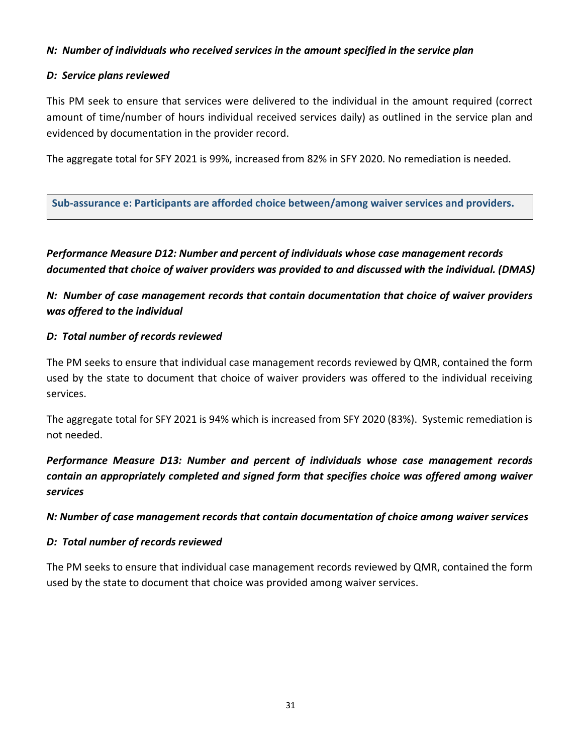***N: Number of individuals who received services in the amount specified in the service plan***

***D: Service plans reviewed***

This PM seek to ensure that services were delivered to the individual in the amount required (correct amount of time/number of hours individual received services daily) as outlined in the service plan and evidenced by documentation in the provider record.

The aggregate total for SFY 2021 is 99%, increased from 82% in SFY 2020. No remediation is needed.

**Sub-assurance e: Participants are afforded choice between/among waiver services and providers.**

***Performance Measure D12: Number and percent of individuals whose case management records documented that choice of waiver providers was provided to and discussed with the individual. (DMAS)***

***N: Number of case management records that contain documentation that choice of waiver providers was offered to the individual***

***D: Total number of records reviewed***

The PM seeks to ensure that individual case management records reviewed by QMR, contained the form used by the state to document that choice of waiver providers was offered to the individual receiving services.

The aggregate total for SFY 2021 is 94% which is increased from SFY 2020 (83%). Systemic remediation is not needed.

***Performance Measure D13: Number and percent of individuals whose case management records contain an appropriately completed and signed form that specifies choice was offered among waiver services***

***N: Number of case management records that contain documentation of choice among waiver services***

***D: Total number of records reviewed***

The PM seeks to ensure that individual case management records reviewed by QMR, contained the form used by the state to document that choice was provided among waiver services.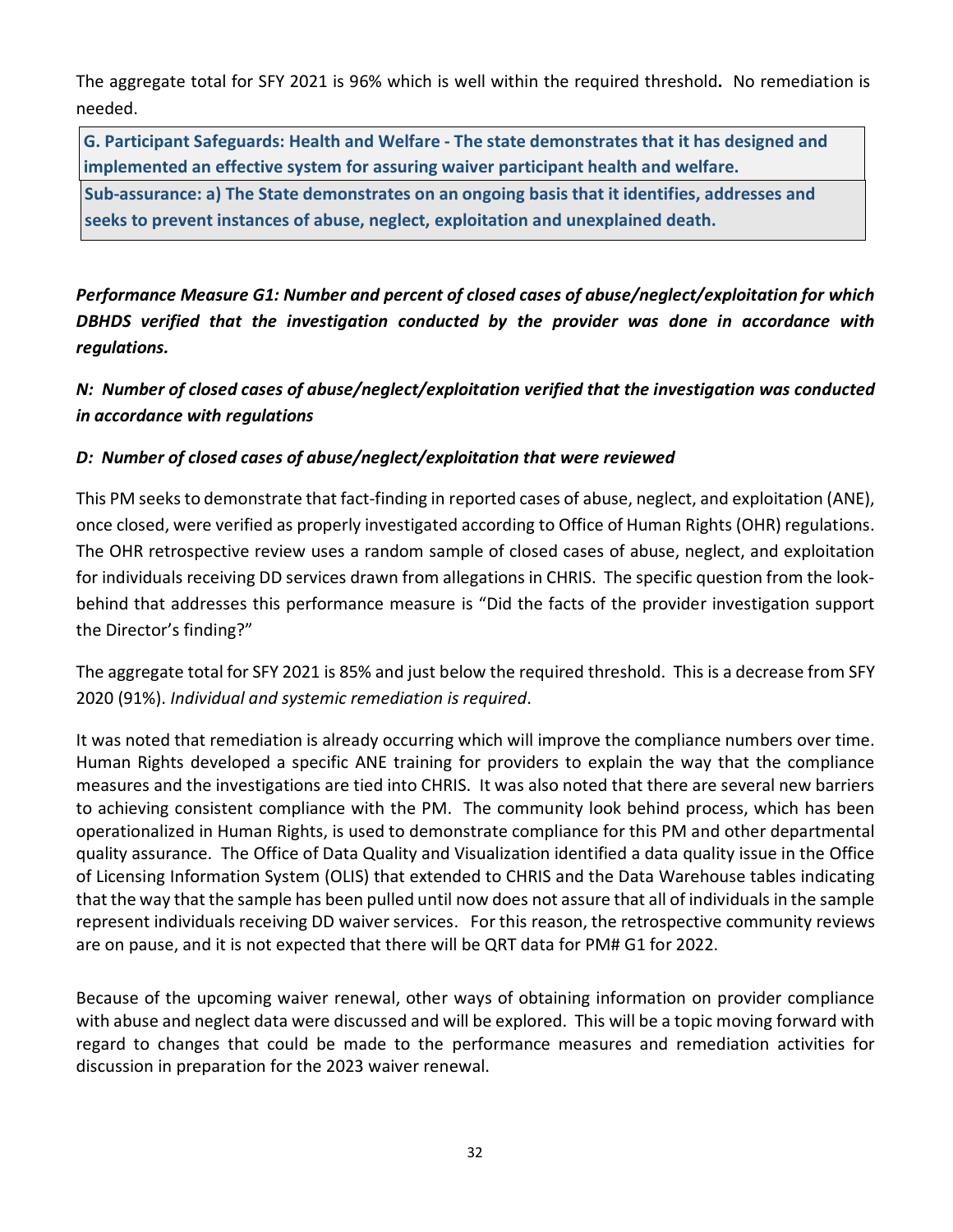The aggregate total for SFY 2021 is 96% which is well within the required threshold**.** No remediation is needed.

**G. Participant Safeguards: Health and Welfare - The state demonstrates that it has designed and implemented an effective system for assuring waiver participant health and welfare.**

**Sub-assurance: a) The State demonstrates on an ongoing basis that it identifies, addresses and seeks to prevent instances of abuse, neglect, exploitation and unexplained death.**

***Performance Measure G1: Number and percent of closed cases of abuse/neglect/exploitation for which DBHDS verified that the investigation conducted by the provider was done in accordance with regulations.***

***N: Number of closed cases of abuse/neglect/exploitation verified that the investigation was conducted in accordance with regulations***

***D: Number of closed cases of abuse/neglect/exploitation that were reviewed***

This PM seeks to demonstrate that fact-finding in reported cases of abuse, neglect, and exploitation (ANE), once closed, were verified as properly investigated according to Office of Human Rights (OHR) regulations. The OHR retrospective review uses a random sample of closed cases of abuse, neglect, and exploitation for individuals receiving DD services drawn from allegations in CHRIS. The specific question from the look-behind that addresses this performance measure is "Did the facts of the provider investigation support the Director's finding?"

The aggregate total for SFY 2021 is 85% and just below the required threshold. This is a decrease from SFY 2020 (91%). *Individual and systemic remediation is required*.

It was noted that remediation is already occurring which will improve the compliance numbers over time. Human Rights developed a specific ANE training for providers to explain the way that the compliance measures and the investigations are tied into CHRIS. It was also noted that there are several new barriers to achieving consistent compliance with the PM. The community look behind process, which has been operationalized in Human Rights, is used to demonstrate compliance for this PM and other departmental quality assurance. The Office of Data Quality and Visualization identified a data quality issue in the Office of Licensing Information System (OLIS) that extended to CHRIS and the Data Warehouse tables indicating that the way that the sample has been pulled until now does not assure that all of individuals in the sample represent individuals receiving DD waiver services. For this reason, the retrospective community reviews are on pause, and it is not expected that there will be QRT data for PM# G1 for 2022.

Because of the upcoming waiver renewal, other ways of obtaining information on provider compliance with abuse and neglect data were discussed and will be explored. This will be a topic moving forward with regard to changes that could be made to the performance measures and remediation activities for discussion in preparation for the 2023 waiver renewal.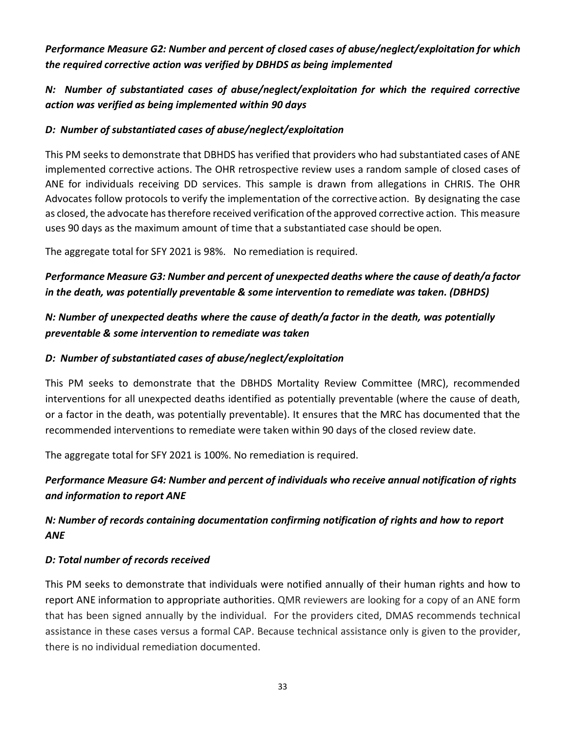***Performance Measure G2: Number and percent of closed cases of abuse/neglect/exploitation for which the required corrective action was verified by DBHDS as being implemented***

***N: Number of substantiated cases of abuse/neglect/exploitation for which the required corrective action was verified as being implemented within 90 days***

***D: Number of substantiated cases of abuse/neglect/exploitation***

This PM seeks to demonstrate that DBHDS has verified that providers who had substantiated cases of ANE implemented corrective actions. The OHR retrospective review uses a random sample of closed cases of ANE for individuals receiving DD services. This sample is drawn from allegations in CHRIS. The OHR Advocates follow protocols to verify the implementation of the corrective action. By designating the case as closed, the advocate has therefore received verification of the approved corrective action. This measure uses 90 days as the maximum amount of time that a substantiated case should be open.

The aggregate total for SFY 2021 is 98%. No remediation is required.

***Performance Measure G3: Number and percent of unexpected deaths where the cause of death/a factor in the death, was potentially preventable & some intervention to remediate was taken. (DBHDS)***

***N: Number of unexpected deaths where the cause of death/a factor in the death, was potentially preventable & some intervention to remediate was taken***

***D: Number of substantiated cases of abuse/neglect/exploitation***

This PM seeks to demonstrate that the DBHDS Mortality Review Committee (MRC), recommended interventions for all unexpected deaths identified as potentially preventable (where the cause of death, or a factor in the death, was potentially preventable). It ensures that the MRC has documented that the recommended interventions to remediate were taken within 90 days of the closed review date.

The aggregate total for SFY 2021 is 100%. No remediation is required.

***Performance Measure G4: Number and percent of individuals who receive annual notification of rights and information to report ANE***

***N: Number of records containing documentation confirming notification of rights and how to report ANE***

***D: Total number of records received***

This PM seeks to demonstrate that individuals were notified annually of their human rights and how to report ANE information to appropriate authorities. QMR reviewers are looking for a copy of an ANE form that has been signed annually by the individual. For the providers cited, DMAS recommends technical assistance in these cases versus a formal CAP. Because technical assistance only is given to the provider, there is no individual remediation documented.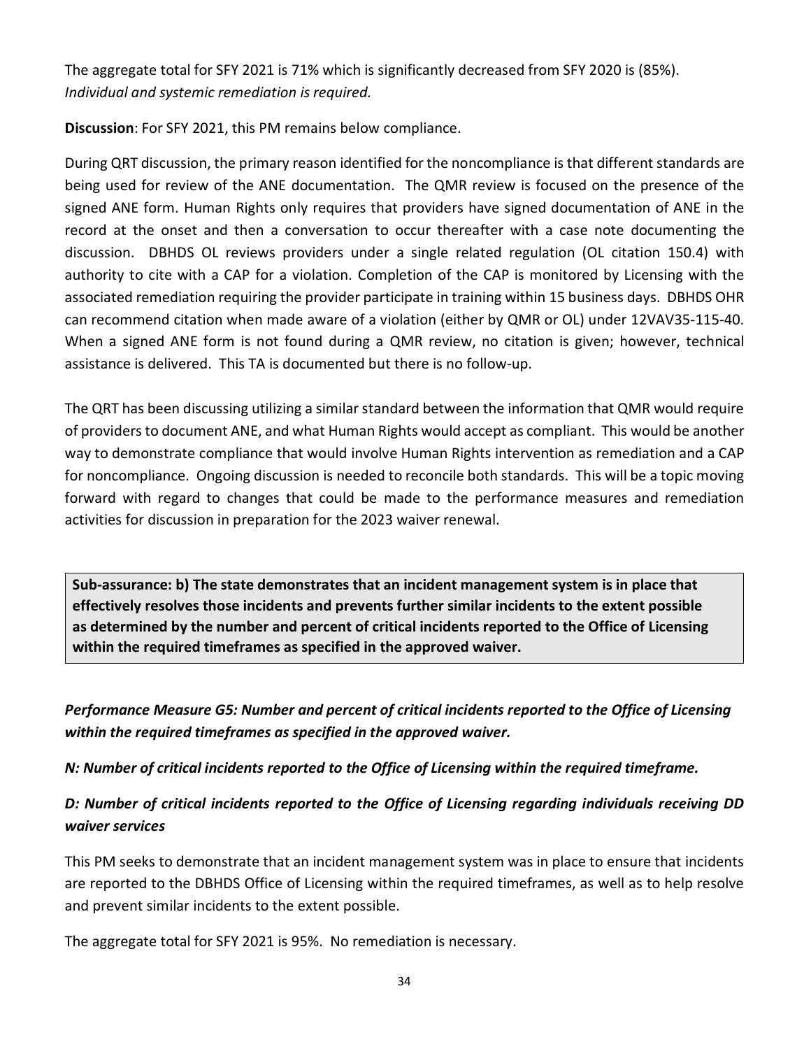The aggregate total for SFY 2021 is 71% which is significantly decreased from SFY 2020 is (85%). *Individual and systemic remediation is required.*

**Discussion**: For SFY 2021, this PM remains below compliance.

During QRT discussion, the primary reason identified for the noncompliance is that different standards are being used for review of the ANE documentation. The QMR review is focused on the presence of the signed ANE form. Human Rights only requires that providers have signed documentation of ANE in the record at the onset and then a conversation to occur thereafter with a case note documenting the discussion. DBHDS OL reviews providers under a single related regulation (OL citation 150.4) with authority to cite with a CAP for a violation. Completion of the CAP is monitored by Licensing with the associated remediation requiring the provider participate in training within 15 business days. DBHDS OHR can recommend citation when made aware of a violation (either by QMR or OL) under 12VAV35-115-40. When a signed ANE form is not found during a QMR review, no citation is given; however, technical assistance is delivered. This TA is documented but there is no follow-up.

The QRT has been discussing utilizing a similar standard between the information that QMR would require of providers to document ANE, and what Human Rights would accept as compliant. This would be another way to demonstrate compliance that would involve Human Rights intervention as remediation and a CAP for noncompliance. Ongoing discussion is needed to reconcile both standards. This will be a topic moving forward with regard to changes that could be made to the performance measures and remediation activities for discussion in preparation for the 2023 waiver renewal.

**Sub-assurance: b) The state demonstrates that an incident management system is in place that effectively resolves those incidents and prevents further similar incidents to the extent possible as determined by the number and percent of critical incidents reported to the Office of Licensing within the required timeframes as specified in the approved waiver.**

***Performance Measure G5: Number and percent of critical incidents reported to the Office of Licensing within the required timeframes as specified in the approved waiver.***

***N: Number of critical incidents reported to the Office of Licensing within the required timeframe.***

***D: Number of critical incidents reported to the Office of Licensing regarding individuals receiving DD waiver services***

This PM seeks to demonstrate that an incident management system was in place to ensure that incidents are reported to the DBHDS Office of Licensing within the required timeframes, as well as to help resolve and prevent similar incidents to the extent possible.

The aggregate total for SFY 2021 is 95%. No remediation is necessary.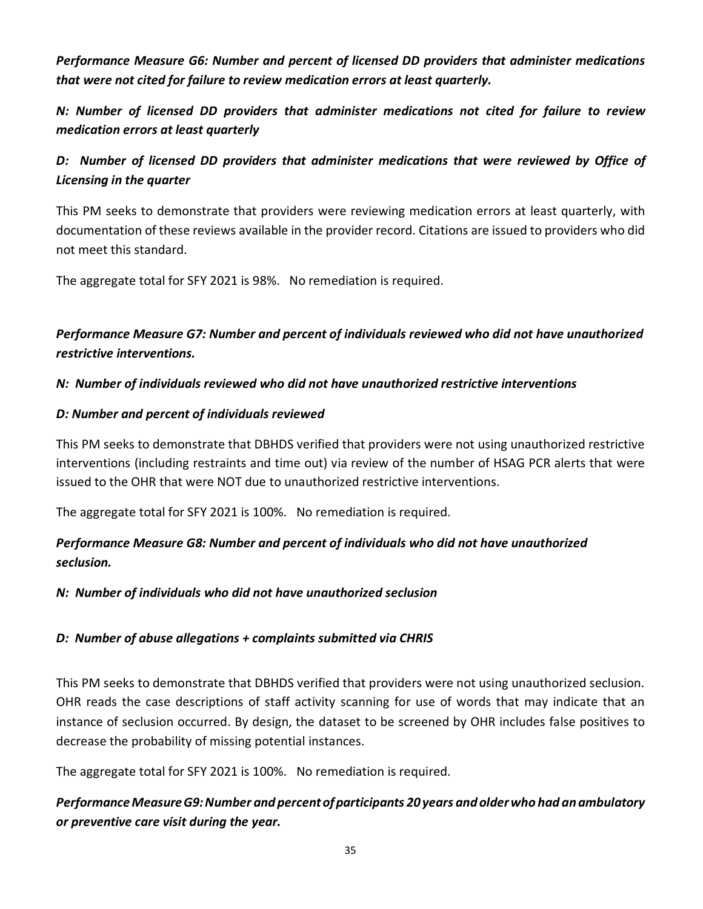***Performance Measure G6: Number and percent of licensed DD providers that administer medications that were not cited for failure to review medication errors at least quarterly.***

***N: Number of licensed DD providers that administer medications not cited for failure to review medication errors at least quarterly***

***D: Number of licensed DD providers that administer medications that were reviewed by Office of Licensing in the quarter***

This PM seeks to demonstrate that providers were reviewing medication errors at least quarterly, with documentation of these reviews available in the provider record. Citations are issued to providers who did not meet this standard.

The aggregate total for SFY 2021 is 98%. No remediation is required.

***Performance Measure G7: Number and percent of individuals reviewed who did not have unauthorized restrictive interventions.***

***N: Number of individuals reviewed who did not have unauthorized restrictive interventions***

***D: Number and percent of individuals reviewed***

This PM seeks to demonstrate that DBHDS verified that providers were not using unauthorized restrictive interventions (including restraints and time out) via review of the number of HSAG PCR alerts that were issued to the OHR that were NOT due to unauthorized restrictive interventions.

The aggregate total for SFY 2021 is 100%. No remediation is required.

***Performance Measure G8: Number and percent of individuals who did not have unauthorized seclusion.***

***N: Number of individuals who did not have unauthorized seclusion***

***D: Number of abuse allegations + complaints submitted via CHRIS***

This PM seeks to demonstrate that DBHDS verified that providers were not using unauthorized seclusion. OHR reads the case descriptions of staff activity scanning for use of words that may indicate that an instance of seclusion occurred. By design, the dataset to be screened by OHR includes false positives to decrease the probability of missing potential instances.

The aggregate total for SFY 2021 is 100%. No remediation is required.

***Performance Measure G9: Number and percent of participants 20 years and older who had an ambulatory or preventive care visit during the year.***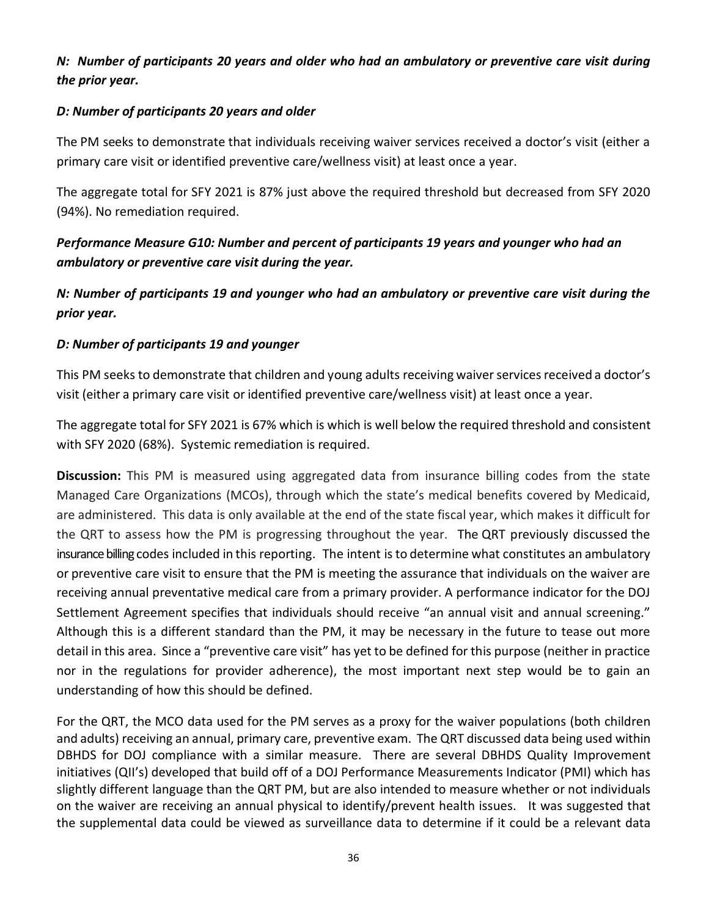***N: Number of participants 20 years and older who had an ambulatory or preventive care visit during the prior year.***

***D: Number of participants 20 years and older***

The PM seeks to demonstrate that individuals receiving waiver services received a doctor's visit (either a primary care visit or identified preventive care/wellness visit) at least once a year.

The aggregate total for SFY 2021 is 87% just above the required threshold but decreased from SFY 2020 (94%). No remediation required.

***Performance Measure G10: Number and percent of participants 19 years and younger who had an ambulatory or preventive care visit during the year.***

***N: Number of participants 19 and younger who had an ambulatory or preventive care visit during the prior year.***

***D: Number of participants 19 and younger***

This PM seeks to demonstrate that children and young adults receiving waiver services received a doctor's visit (either a primary care visit or identified preventive care/wellness visit) at least once a year.

The aggregate total for SFY 2021 is 67% which is which is well below the required threshold and consistent with SFY 2020 (68%). Systemic remediation is required.

**Discussion:** This PM is measured using aggregated data from insurance billing codes from the state Managed Care Organizations (MCOs), through which the state's medical benefits covered by Medicaid, are administered. This data is only available at the end of the state fiscal year, which makes it difficult for the QRT to assess how the PM is progressing throughout the year. The QRT previously discussed the insurance billing codes included in this reporting. The intent is to determine what constitutes an ambulatory or preventive care visit to ensure that the PM is meeting the assurance that individuals on the waiver are receiving annual preventative medical care from a primary provider. A performance indicator for the DOJ Settlement Agreement specifies that individuals should receive "an annual visit and annual screening." Although this is a different standard than the PM, it may be necessary in the future to tease out more detail in this area. Since a "preventive care visit" has yet to be defined for this purpose (neither in practice nor in the regulations for provider adherence), the most important next step would be to gain an understanding of how this should be defined.

For the QRT, the MCO data used for the PM serves as a proxy for the waiver populations (both children and adults) receiving an annual, primary care, preventive exam. The QRT discussed data being used within DBHDS for DOJ compliance with a similar measure. There are several DBHDS Quality Improvement initiatives (QII's) developed that build off of a DOJ Performance Measurements Indicator (PMI) which has slightly different language than the QRT PM, but are also intended to measure whether or not individuals on the waiver are receiving an annual physical to identify/prevent health issues. It was suggested that the supplemental data could be viewed as surveillance data to determine if it could be a relevant data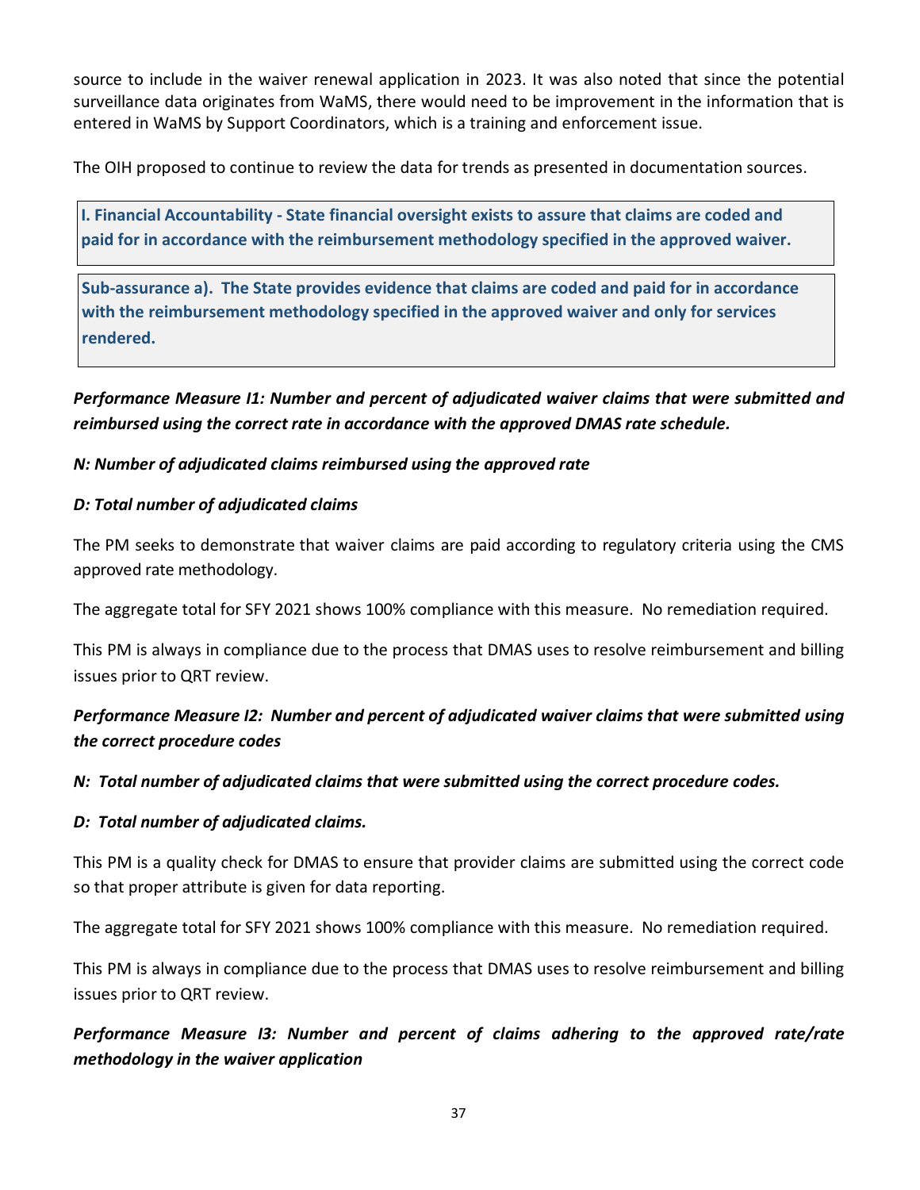source to include in the waiver renewal application in 2023. It was also noted that since the potential surveillance data originates from WaMS, there would need to be improvement in the information that is entered in WaMS by Support Coordinators, which is a training and enforcement issue.

The OIH proposed to continue to review the data for trends as presented in documentation sources.

**I. Financial Accountability - State financial oversight exists to assure that claims are coded and paid for in accordance with the reimbursement methodology specified in the approved waiver.**

**Sub-assurance a). The State provides evidence that claims are coded and paid for in accordance with the reimbursement methodology specified in the approved waiver and only for services rendered.**

***Performance Measure I1: Number and percent of adjudicated waiver claims that were submitted and reimbursed using the correct rate in accordance with the approved DMAS rate schedule.***

***N: Number of adjudicated claims reimbursed using the approved rate***

***D: Total number of adjudicated claims***

The PM seeks to demonstrate that waiver claims are paid according to regulatory criteria using the CMS approved rate methodology.

The aggregate total for SFY 2021 shows 100% compliance with this measure. No remediation required.

This PM is always in compliance due to the process that DMAS uses to resolve reimbursement and billing issues prior to QRT review.

***Performance Measure I2: Number and percent of adjudicated waiver claims that were submitted using the correct procedure codes***

***N: Total number of adjudicated claims that were submitted using the correct procedure codes.***

***D: Total number of adjudicated claims.***

This PM is a quality check for DMAS to ensure that provider claims are submitted using the correct code so that proper attribute is given for data reporting.

The aggregate total for SFY 2021 shows 100% compliance with this measure. No remediation required.

This PM is always in compliance due to the process that DMAS uses to resolve reimbursement and billing issues prior to QRT review.

***Performance Measure I3: Number and percent of claims adhering to the approved rate/rate methodology in the waiver application***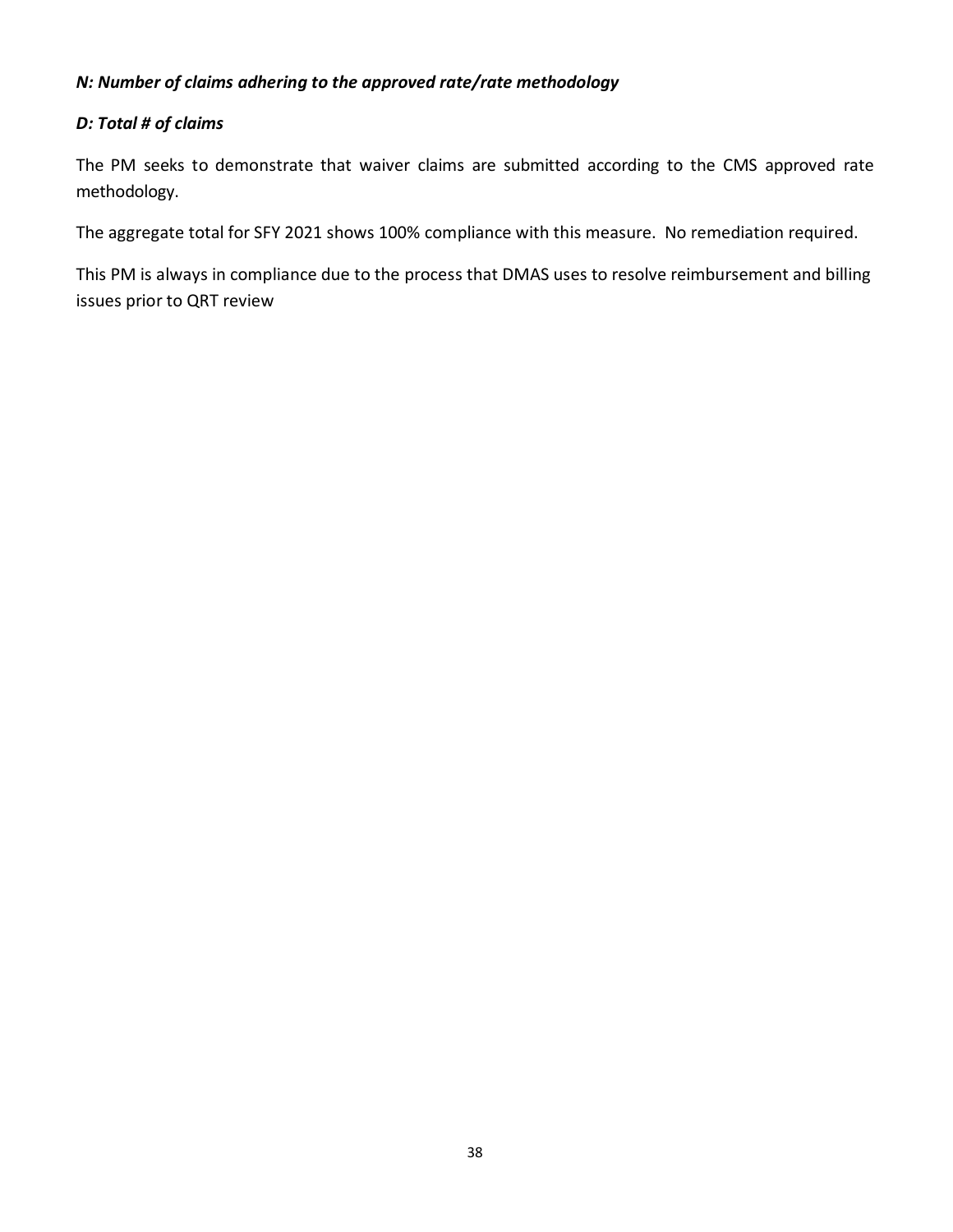***N: Number of claims adhering to the approved rate/rate methodology***

***D: Total # of claims***

The PM seeks to demonstrate that waiver claims are submitted according to the CMS approved rate methodology.

The aggregate total for SFY 2021 shows 100% compliance with this measure. No remediation required.

This PM is always in compliance due to the process that DMAS uses to resolve reimbursement and billing issues prior to QRT review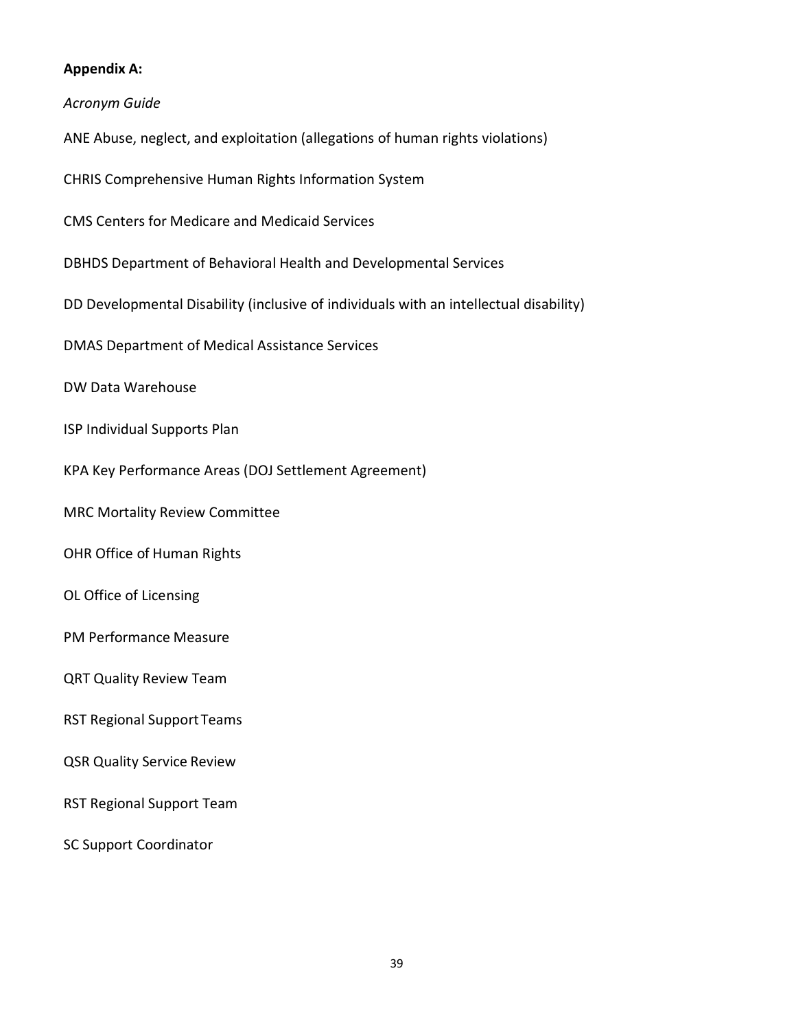**Appendix A:**

*Acronym Guide*

ANE Abuse, neglect, and exploitation (allegations of human rights violations)

CHRIS Comprehensive Human Rights Information System

CMS Centers for Medicare and Medicaid Services

DBHDS Department of Behavioral Health and Developmental Services

DD Developmental Disability (inclusive of individuals with an intellectual disability)

DMAS Department of Medical Assistance Services

DW Data Warehouse

ISP Individual Supports Plan

KPA Key Performance Areas (DOJ Settlement Agreement)

MRC Mortality Review Committee

OHR Office of Human Rights

OL Office of Licensing

PM Performance Measure

QRT Quality Review Team

RST Regional Support Teams

QSR Quality Service Review

RST Regional Support Team

SC Support Coordinator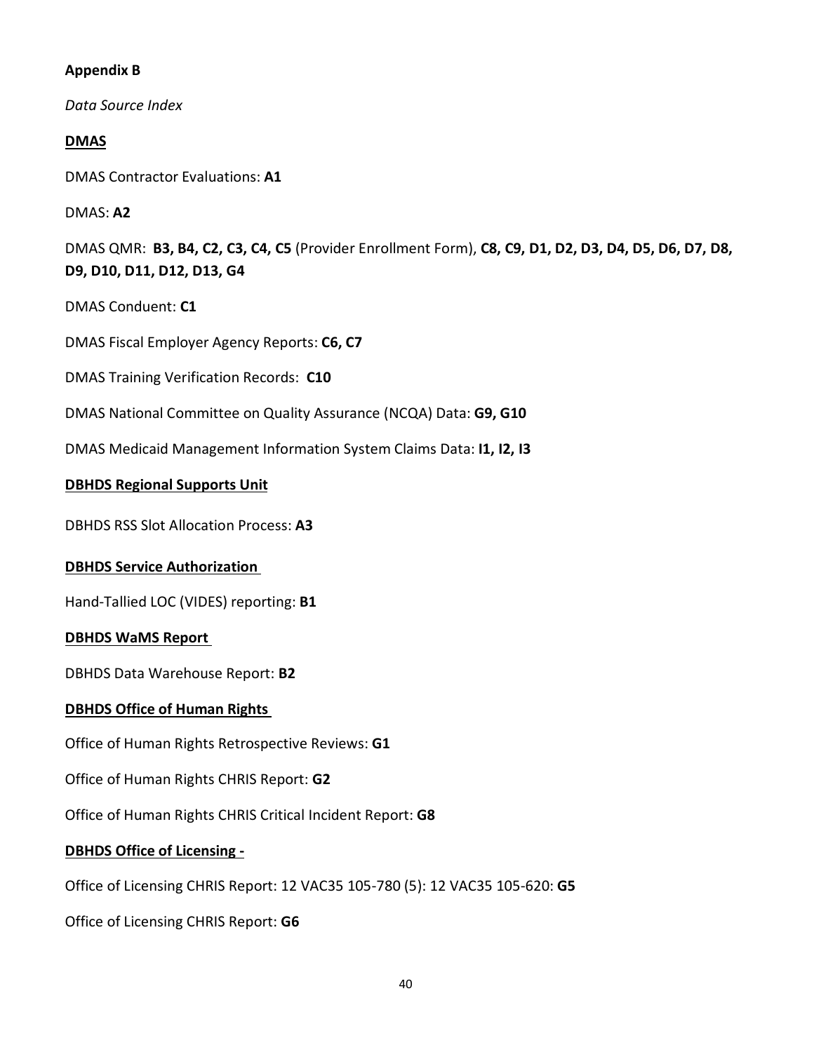**Appendix B**

*Data Source Index*

**DMAS**

DMAS Contractor Evaluations: **A1**

DMAS: **A2**

DMAS QMR: **B3, B4, C2, C3, C4, C5** (Provider Enrollment Form), **C8, C9, D1, D2, D3, D4, D5, D6, D7, D8, D9, D10, D11, D12, D13, G4**

DMAS Conduent: **C1**

DMAS Fiscal Employer Agency Reports: **C6, C7**

DMAS Training Verification Records: **C10**

DMAS National Committee on Quality Assurance (NCQA) Data: **G9, G10**

DMAS Medicaid Management Information System Claims Data: **I1, I2, I3**

**DBHDS Regional Supports Unit**

DBHDS RSS Slot Allocation Process: **A3**

**DBHDS Service Authorization**

Hand-Tallied LOC (VIDES) reporting: **B1**

**DBHDS WaMS Report**

DBHDS Data Warehouse Report: **B2**

**DBHDS Office of Human Rights**

Office of Human Rights Retrospective Reviews: **G1**

Office of Human Rights CHRIS Report: **G2**

Office of Human Rights CHRIS Critical Incident Report: **G8**

**DBHDS Office of Licensing -**

Office of Licensing CHRIS Report: 12 VAC35 105-780 (5): 12 VAC35 105-620: **G5**

Office of Licensing CHRIS Report: **G6**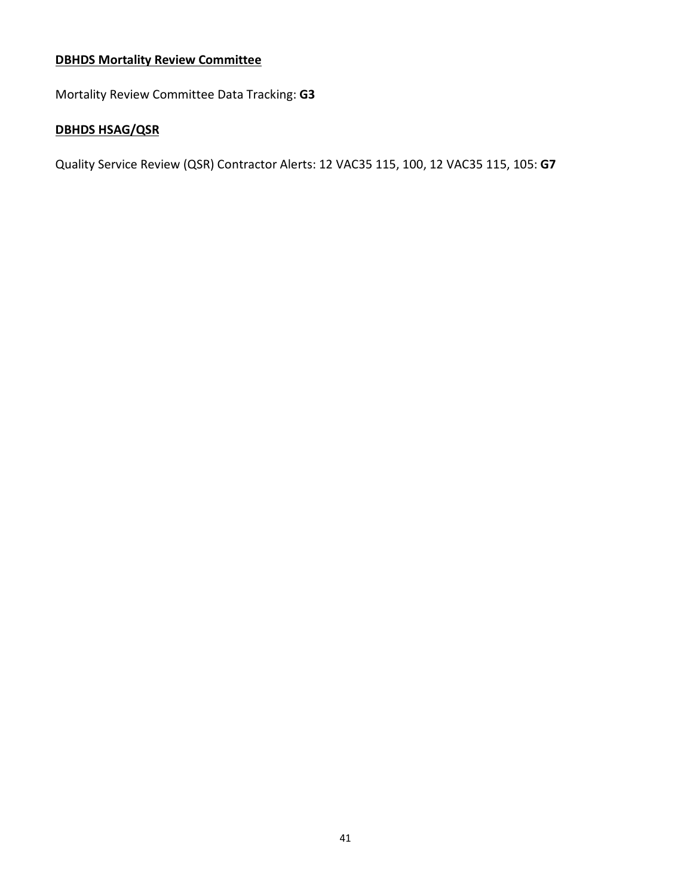**<u>DBHDS Mortality Review Committee</u>**

Mortality Review Committee Data Tracking: **G3**

**<u>DBHDS HSAG/QSR</u>**

Quality Service Review (QSR) Contractor Alerts: 12 VAC35 115, 100, 12 VAC35 115, 105: **G7**